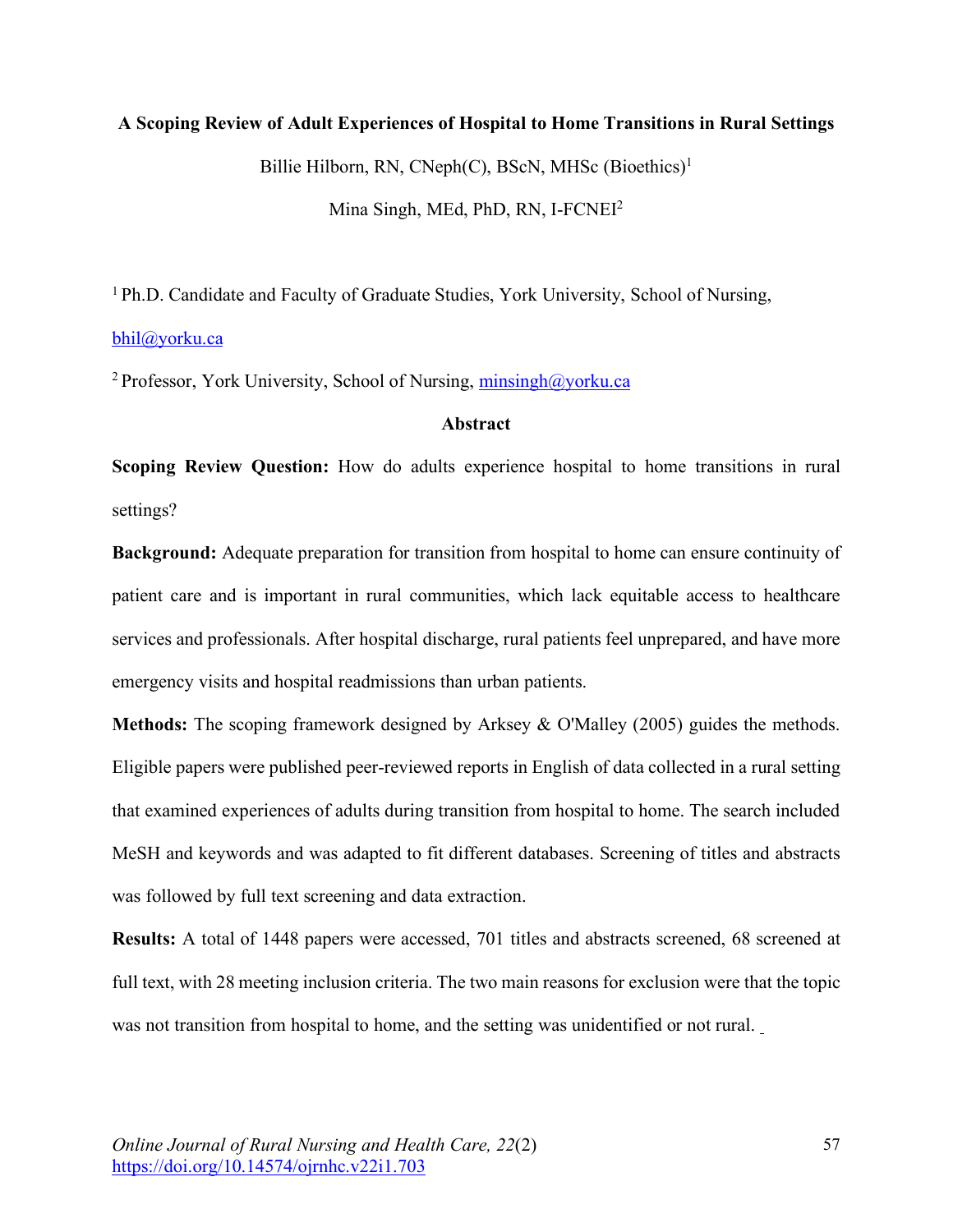# A Scoping Review of Adult Experiences of Hospital to Home Transitions in Rural Settings

Billie Hilborn, RN, CNeph(C), BScN, MHSc (Bioethics)[1]

Mina Singh, MEd, PhD, RN, I-FCNEI[2]

[1] Ph.D. Candidate and Faculty of Graduate Studies, York University, School of Nursing, bhil@yorku.ca

[2] Professor, York University, School of Nursing, minsingh@yorku.ca

## Abstract

**Scoping Review Question:** How do adults experience hospital to home transitions in rural settings?

**Background:** Adequate preparation for transition from hospital to home can ensure continuity of patient care and is important in rural communities, which lack equitable access to healthcare services and professionals. After hospital discharge, rural patients feel unprepared, and have more emergency visits and hospital readmissions than urban patients.

**Methods:** The scoping framework designed by Arksey & O'Malley (2005) guides the methods. Eligible papers were published peer-reviewed reports in English of data collected in a rural setting that examined experiences of adults during transition from hospital to home. The search included MeSH and keywords and was adapted to fit different databases. Screening of titles and abstracts was followed by full text screening and data extraction.

**Results:** A total of 1448 papers were accessed, 701 titles and abstracts screened, 68 screened at full text, with 28 meeting inclusion criteria. The two main reasons for exclusion were that the topic was not transition from hospital to home, and the setting was unidentified or not rural.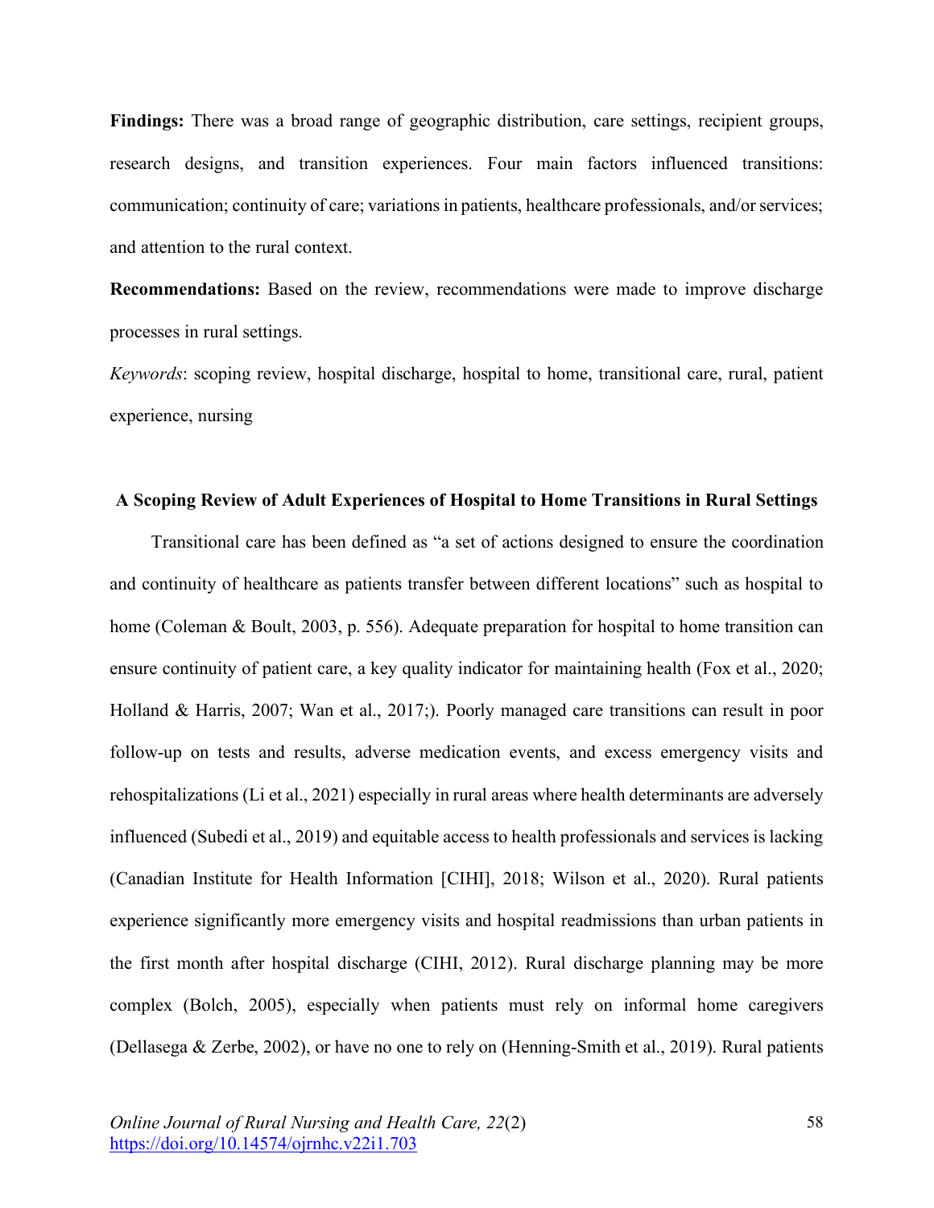**Findings:** There was a broad range of geographic distribution, care settings, recipient groups, research designs, and transition experiences. Four main factors influenced transitions: communication; continuity of care; variations in patients, healthcare professionals, and/or services; and attention to the rural context.

**Recommendations:** Based on the review, recommendations were made to improve discharge processes in rural settings.

*Keywords*: scoping review, hospital discharge, hospital to home, transitional care, rural, patient experience, nursing

## A Scoping Review of Adult Experiences of Hospital to Home Transitions in Rural Settings

Transitional care has been defined as "a set of actions designed to ensure the coordination and continuity of healthcare as patients transfer between different locations" such as hospital to home (Coleman & Boult, 2003, p. 556). Adequate preparation for hospital to home transition can ensure continuity of patient care, a key quality indicator for maintaining health (Fox et al., 2020; Holland & Harris, 2007; Wan et al., 2017;). Poorly managed care transitions can result in poor follow-up on tests and results, adverse medication events, and excess emergency visits and rehospitalizations (Li et al., 2021) especially in rural areas where health determinants are adversely influenced (Subedi et al., 2019) and equitable access to health professionals and services is lacking (Canadian Institute for Health Information [CIHI], 2018; Wilson et al., 2020). Rural patients experience significantly more emergency visits and hospital readmissions than urban patients in the first month after hospital discharge (CIHI, 2012). Rural discharge planning may be more complex (Bolch, 2005), especially when patients must rely on informal home caregivers (Dellasega & Zerbe, 2002), or have no one to rely on (Henning-Smith et al., 2019). Rural patients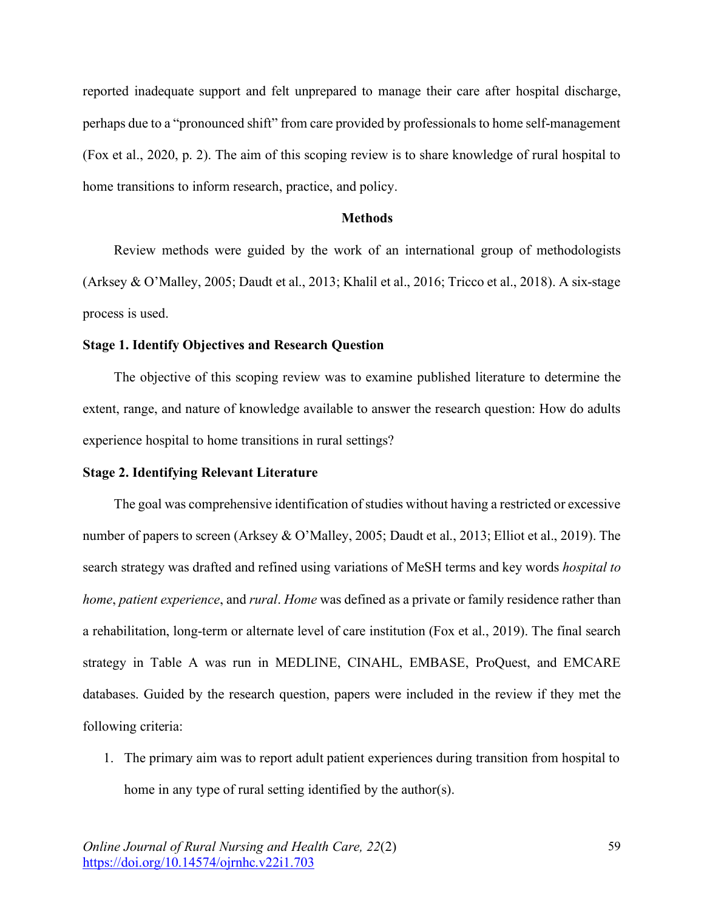reported inadequate support and felt unprepared to manage their care after hospital discharge, perhaps due to a "pronounced shift" from care provided by professionals to home self-management (Fox et al., 2020, p. 2). The aim of this scoping review is to share knowledge of rural hospital to home transitions to inform research, practice, and policy.

## Methods

Review methods were guided by the work of an international group of methodologists (Arksey & O'Malley, 2005; Daudt et al., 2013; Khalil et al., 2016; Tricco et al., 2018). A six-stage process is used.

### Stage 1. Identify Objectives and Research Question

The objective of this scoping review was to examine published literature to determine the extent, range, and nature of knowledge available to answer the research question: How do adults experience hospital to home transitions in rural settings?

### Stage 2. Identifying Relevant Literature

The goal was comprehensive identification of studies without having a restricted or excessive number of papers to screen (Arksey & O'Malley, 2005; Daudt et al., 2013; Elliot et al., 2019). The search strategy was drafted and refined using variations of MeSH terms and key words *hospital to home*, *patient experience*, and *rural*. *Home* was defined as a private or family residence rather than a rehabilitation, long-term or alternate level of care institution (Fox et al., 2019). The final search strategy in Table A was run in MEDLINE, CINAHL, EMBASE, ProQuest, and EMCARE databases. Guided by the research question, papers were included in the review if they met the following criteria:

1. The primary aim was to report adult patient experiences during transition from hospital to home in any type of rural setting identified by the author(s).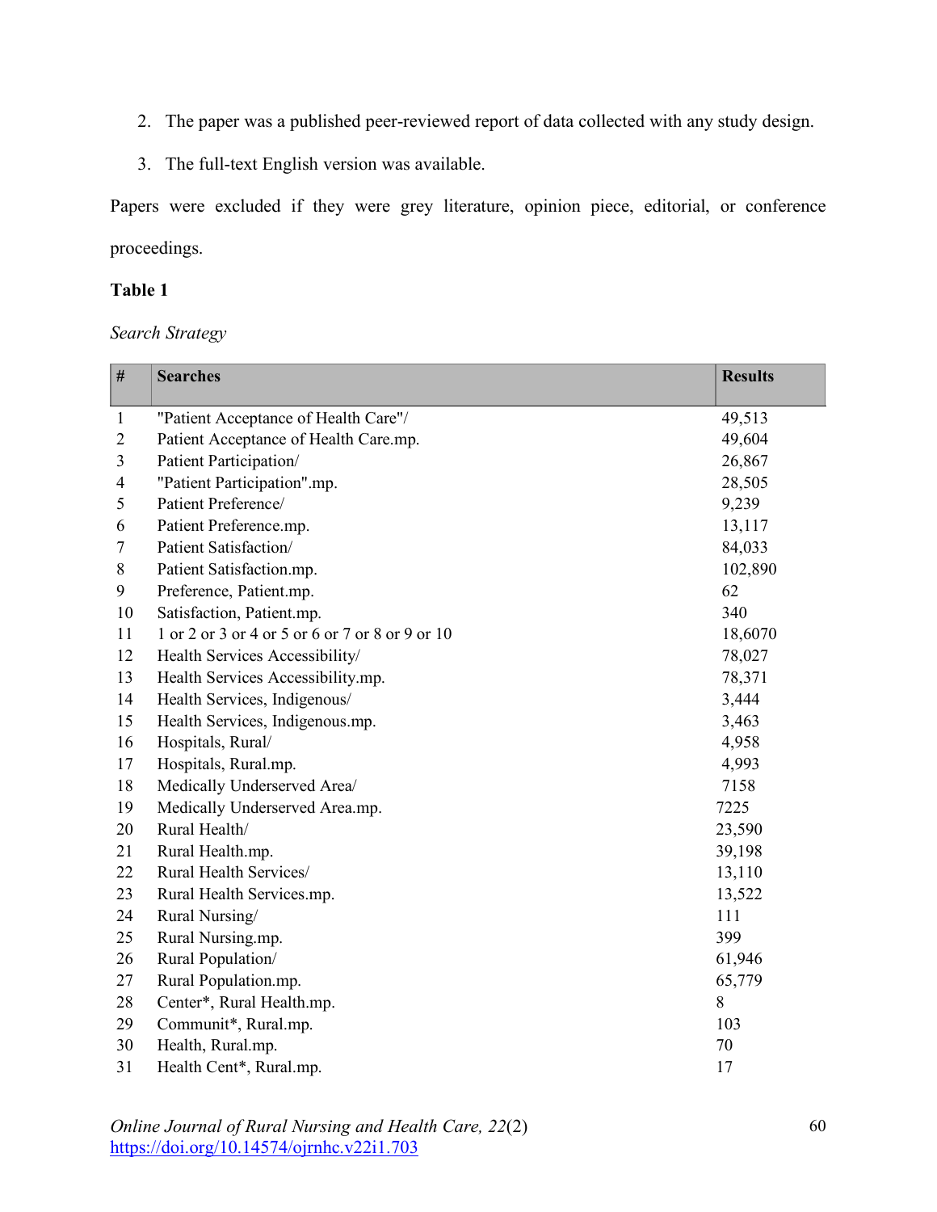2. The paper was a published peer-reviewed report of data collected with any study design.
3. The full-text English version was available.

Papers were excluded if they were grey literature, opinion piece, editorial, or conference proceedings.

**Table 1**

*Search Strategy*

| # | Searches | Results |
|---|---|---|
| 1 | "Patient Acceptance of Health Care"/ | 49,513 |
| 2 | Patient Acceptance of Health Care.mp. | 49,604 |
| 3 | Patient Participation/ | 26,867 |
| 4 | "Patient Participation".mp. | 28,505 |
| 5 | Patient Preference/ | 9,239 |
| 6 | Patient Preference.mp. | 13,117 |
| 7 | Patient Satisfaction/ | 84,033 |
| 8 | Patient Satisfaction.mp. | 102,890 |
| 9 | Preference, Patient.mp. | 62 |
| 10 | Satisfaction, Patient.mp. | 340 |
| 11 | 1 or 2 or 3 or 4 or 5 or 6 or 7 or 8 or 9 or 10 | 18,6070 |
| 12 | Health Services Accessibility/ | 78,027 |
| 13 | Health Services Accessibility.mp. | 78,371 |
| 14 | Health Services, Indigenous/ | 3,444 |
| 15 | Health Services, Indigenous.mp. | 3,463 |
| 16 | Hospitals, Rural/ | 4,958 |
| 17 | Hospitals, Rural.mp. | 4,993 |
| 18 | Medically Underserved Area/ | 7158 |
| 19 | Medically Underserved Area.mp. | 7225 |
| 20 | Rural Health/ | 23,590 |
| 21 | Rural Health.mp. | 39,198 |
| 22 | Rural Health Services/ | 13,110 |
| 23 | Rural Health Services.mp. | 13,522 |
| 24 | Rural Nursing/ | 111 |
| 25 | Rural Nursing.mp. | 399 |
| 26 | Rural Population/ | 61,946 |
| 27 | Rural Population.mp. | 65,779 |
| 28 | Center*, Rural Health.mp. | 8 |
| 29 | Communit*, Rural.mp. | 103 |
| 30 | Health, Rural.mp. | 70 |
| 31 | Health Cent*, Rural.mp. | 17 |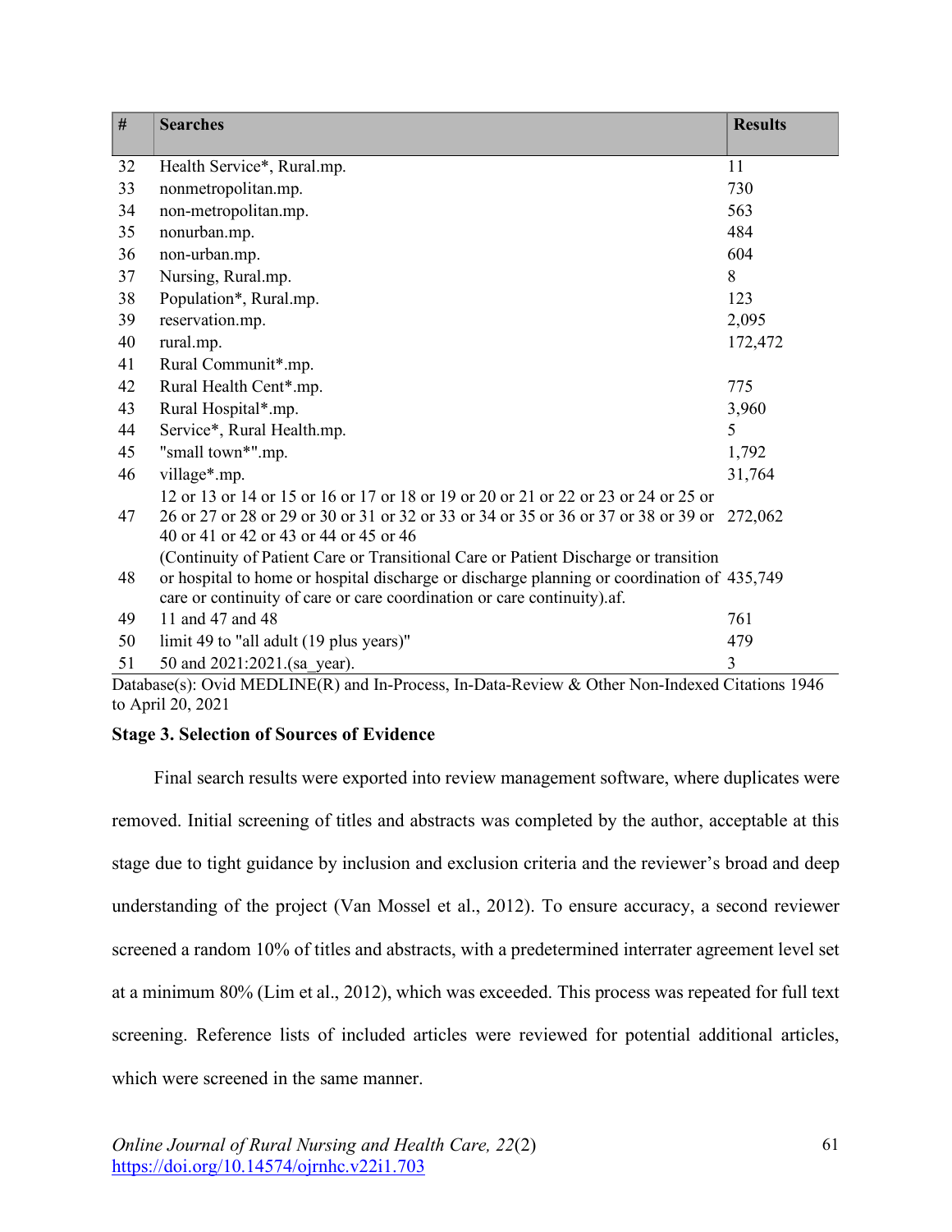| # | Searches | Results |
|---|---|---|
| 32 | Health Service*, Rural.mp. | 11 |
| 33 | nonmetropolitan.mp. | 730 |
| 34 | non-metropolitan.mp. | 563 |
| 35 | nonurban.mp. | 484 |
| 36 | non-urban.mp. | 604 |
| 37 | Nursing, Rural.mp. | 8 |
| 38 | Population*, Rural.mp. | 123 |
| 39 | reservation.mp. | 2,095 |
| 40 | rural.mp. | 172,472 |
| 41 | Rural Communit*.mp. | |
| 42 | Rural Health Cent*.mp. | 775 |
| 43 | Rural Hospital*.mp. | 3,960 |
| 44 | Service*, Rural Health.mp. | 5 |
| 45 | "small town*".mp. | 1,792 |
| 46 | village*.mp. | 31,764 |
| 47 | 12 or 13 or 14 or 15 or 16 or 17 or 18 or 19 or 20 or 21 or 22 or 23 or 24 or 25 or 26 or 27 or 28 or 29 or 30 or 31 or 32 or 33 or 34 or 35 or 36 or 37 or 38 or 39 or 40 or 41 or 42 or 43 or 44 or 45 or 46 | 272,062 |
| 48 | (Continuity of Patient Care or Transitional Care or Patient Discharge or transition or hospital to home or hospital discharge or discharge planning or coordination of care or continuity of care or care coordination or care continuity).af. | 435,749 |
| 49 | 11 and 47 and 48 | 761 |
| 50 | limit 49 to "all adult (19 plus years)" | 479 |
| 51 | 50 and 2021:2021.(sa_year). | 3 |

Database(s): Ovid MEDLINE(R) and In-Process, In-Data-Review & Other Non-Indexed Citations 1946 to April 20, 2021

**Stage 3. Selection of Sources of Evidence**

Final search results were exported into review management software, where duplicates were removed. Initial screening of titles and abstracts was completed by the author, acceptable at this stage due to tight guidance by inclusion and exclusion criteria and the reviewer's broad and deep understanding of the project (Van Mossel et al., 2012). To ensure accuracy, a second reviewer screened a random 10% of titles and abstracts, with a predetermined interrater agreement level set at a minimum 80% (Lim et al., 2012), which was exceeded. This process was repeated for full text screening. Reference lists of included articles were reviewed for potential additional articles, which were screened in the same manner.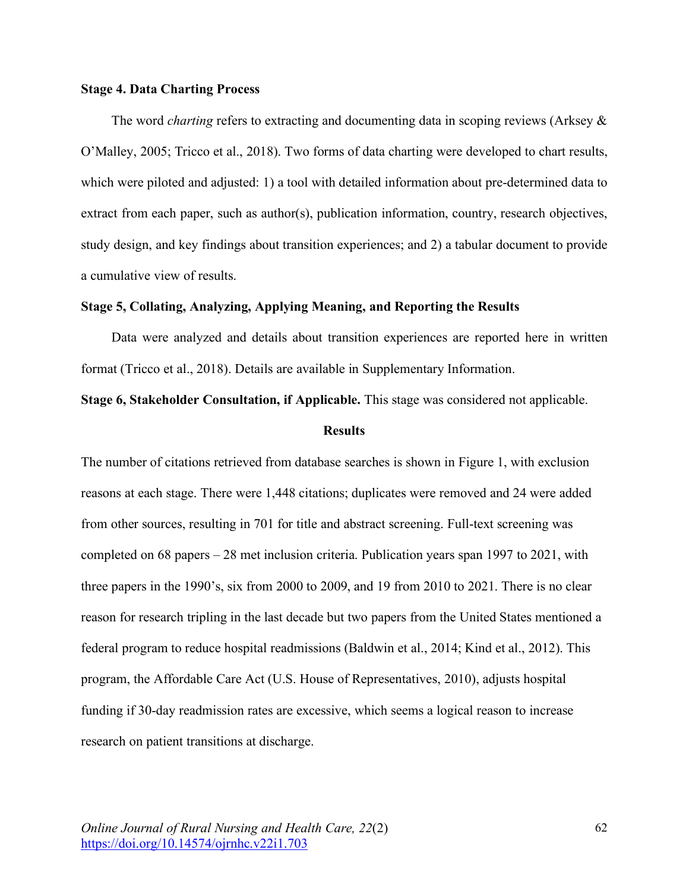### Stage 4. Data Charting Process

The word *charting* refers to extracting and documenting data in scoping reviews (Arksey & O'Malley, 2005; Tricco et al., 2018). Two forms of data charting were developed to chart results, which were piloted and adjusted: 1) a tool with detailed information about pre-determined data to extract from each paper, such as author(s), publication information, country, research objectives, study design, and key findings about transition experiences; and 2) a tabular document to provide a cumulative view of results.

### Stage 5, Collating, Analyzing, Applying Meaning, and Reporting the Results

Data were analyzed and details about transition experiences are reported here in written format (Tricco et al., 2018). Details are available in Supplementary Information.

**Stage 6, Stakeholder Consultation, if Applicable.** This stage was considered not applicable.

## Results

The number of citations retrieved from database searches is shown in Figure 1, with exclusion reasons at each stage. There were 1,448 citations; duplicates were removed and 24 were added from other sources, resulting in 701 for title and abstract screening. Full-text screening was completed on 68 papers – 28 met inclusion criteria. Publication years span 1997 to 2021, with three papers in the 1990's, six from 2000 to 2009, and 19 from 2010 to 2021. There is no clear reason for research tripling in the last decade but two papers from the United States mentioned a federal program to reduce hospital readmissions (Baldwin et al., 2014; Kind et al., 2012). This program, the Affordable Care Act (U.S. House of Representatives, 2010), adjusts hospital funding if 30-day readmission rates are excessive, which seems a logical reason to increase research on patient transitions at discharge.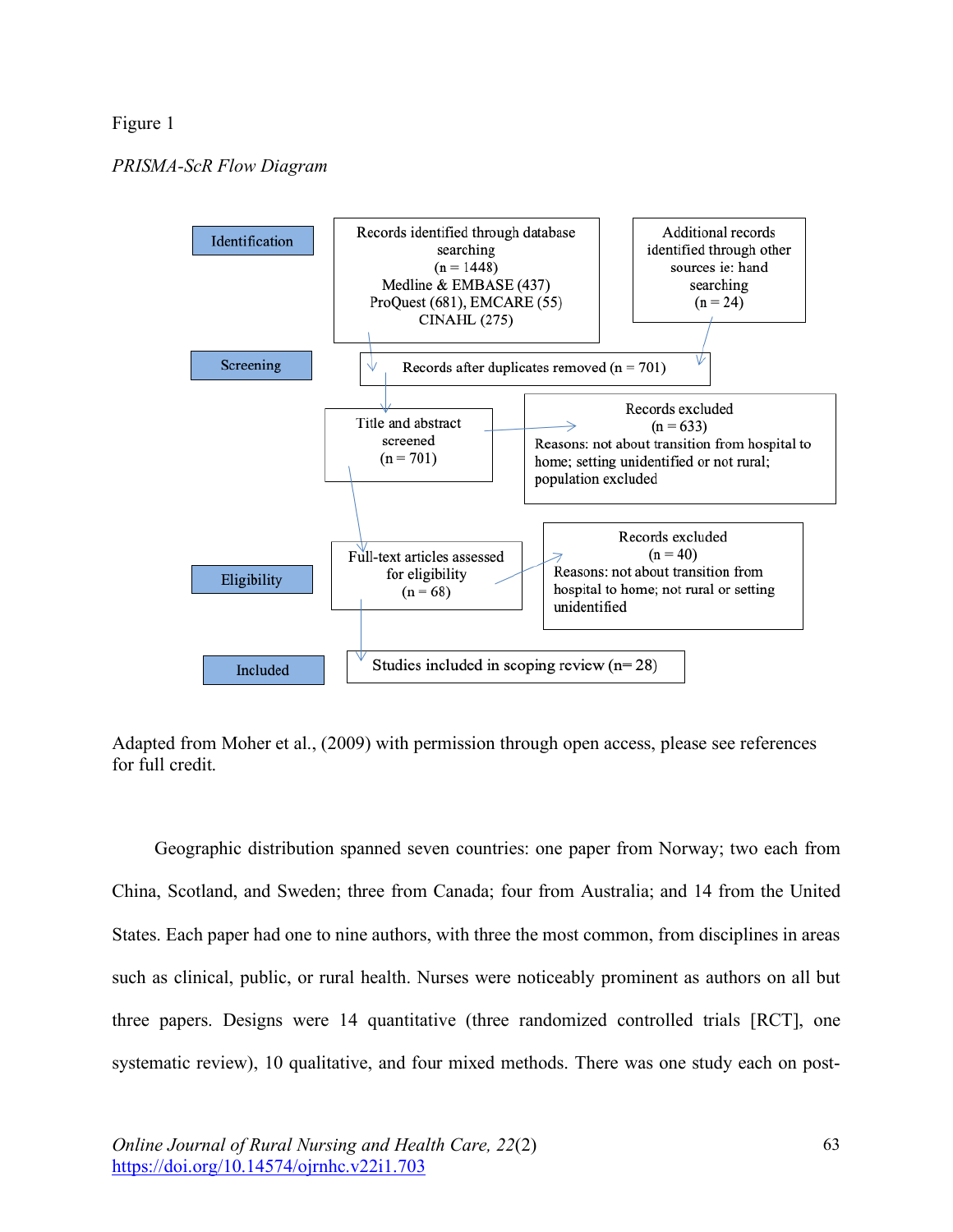Figure 1

*PRISMA-ScR Flow Diagram*

**Identification**

Records identified through database searching (n = 1448)
Medline & EMBASE (437)
ProQuest (681), EMCARE (55)
CINAHL (275)

Additional records identified through other sources ie: hand searching (n = 24)

**Screening**

Records after duplicates removed (n = 701)

Title and abstract screened (n = 701)

Records excluded (n = 633)
Reasons: not about transition from hospital to home; setting unidentified or not rural; population excluded

**Eligibility**

Full-text articles assessed for eligibility (n = 68)

Records excluded (n = 40)
Reasons: not about transition from hospital to home; not rural or setting unidentified

**Included**

Studies included in scoping review (n= 28)

Adapted from Moher et al., (2009) with permission through open access, please see references for full credit.

Geographic distribution spanned seven countries: one paper from Norway; two each from China, Scotland, and Sweden; three from Canada; four from Australia; and 14 from the United States. Each paper had one to nine authors, with three the most common, from disciplines in areas such as clinical, public, or rural health. Nurses were noticeably prominent as authors on all but three papers. Designs were 14 quantitative (three randomized controlled trials [RCT], one systematic review), 10 qualitative, and four mixed methods. There was one study each on post-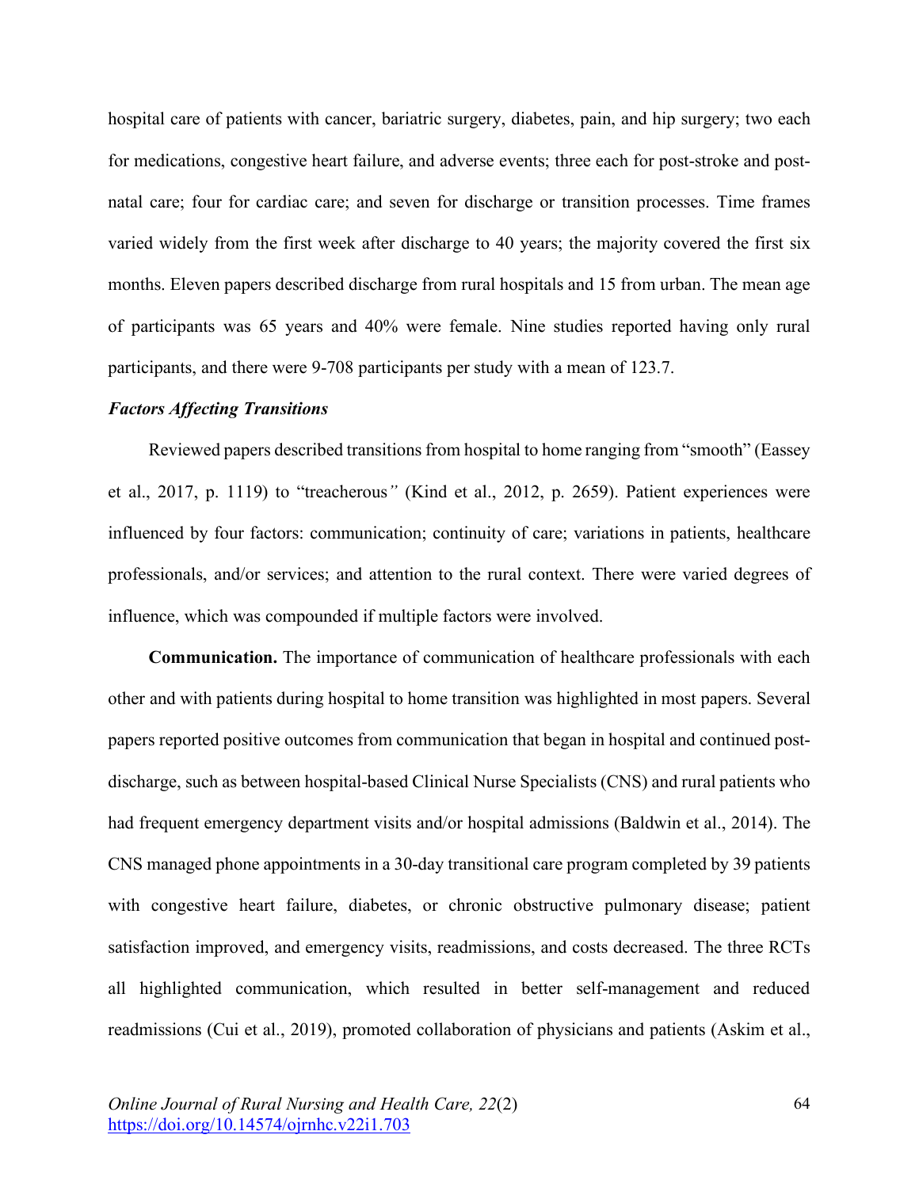hospital care of patients with cancer, bariatric surgery, diabetes, pain, and hip surgery; two each for medications, congestive heart failure, and adverse events; three each for post-stroke and post-natal care; four for cardiac care; and seven for discharge or transition processes. Time frames varied widely from the first week after discharge to 40 years; the majority covered the first six months. Eleven papers described discharge from rural hospitals and 15 from urban. The mean age of participants was 65 years and 40% were female. Nine studies reported having only rural participants, and there were 9-708 participants per study with a mean of 123.7.

### *Factors Affecting Transitions*

Reviewed papers described transitions from hospital to home ranging from "smooth" (Eassey et al., 2017, p. 1119) to "treacherous" (Kind et al., 2012, p. 2659). Patient experiences were influenced by four factors: communication; continuity of care; variations in patients, healthcare professionals, and/or services; and attention to the rural context. There were varied degrees of influence, which was compounded if multiple factors were involved.

**Communication.** The importance of communication of healthcare professionals with each other and with patients during hospital to home transition was highlighted in most papers. Several papers reported positive outcomes from communication that began in hospital and continued post-discharge, such as between hospital-based Clinical Nurse Specialists (CNS) and rural patients who had frequent emergency department visits and/or hospital admissions (Baldwin et al., 2014). The CNS managed phone appointments in a 30-day transitional care program completed by 39 patients with congestive heart failure, diabetes, or chronic obstructive pulmonary disease; patient satisfaction improved, and emergency visits, readmissions, and costs decreased. The three RCTs all highlighted communication, which resulted in better self-management and reduced readmissions (Cui et al., 2019), promoted collaboration of physicians and patients (Askim et al.,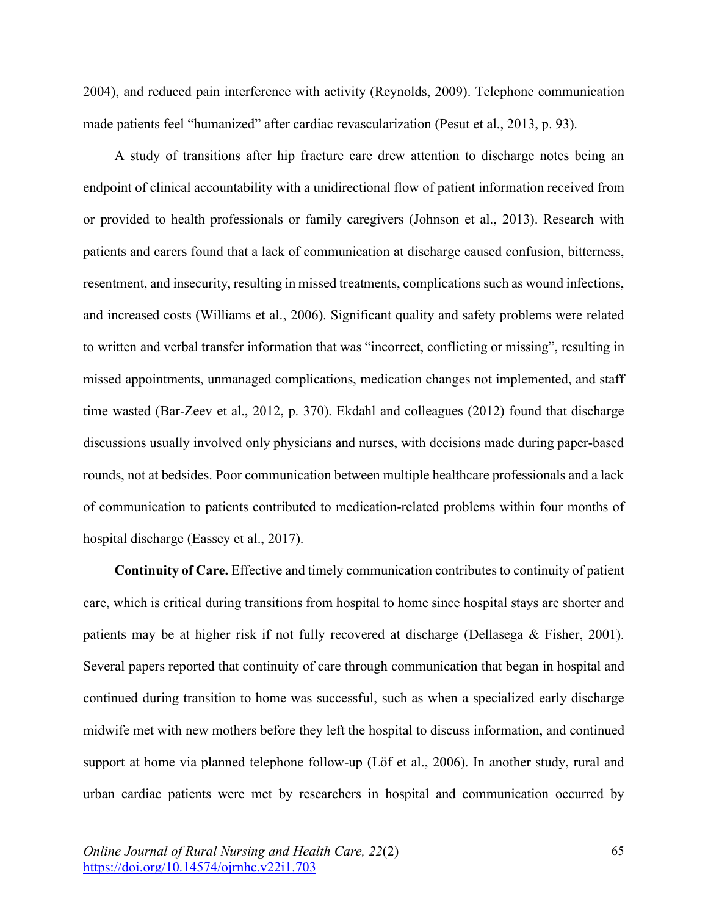2004), and reduced pain interference with activity (Reynolds, 2009). Telephone communication made patients feel "humanized" after cardiac revascularization (Pesut et al., 2013, p. 93).

A study of transitions after hip fracture care drew attention to discharge notes being an endpoint of clinical accountability with a unidirectional flow of patient information received from or provided to health professionals or family caregivers (Johnson et al., 2013). Research with patients and carers found that a lack of communication at discharge caused confusion, bitterness, resentment, and insecurity, resulting in missed treatments, complications such as wound infections, and increased costs (Williams et al., 2006). Significant quality and safety problems were related to written and verbal transfer information that was "incorrect, conflicting or missing", resulting in missed appointments, unmanaged complications, medication changes not implemented, and staff time wasted (Bar-Zeev et al., 2012, p. 370). Ekdahl and colleagues (2012) found that discharge discussions usually involved only physicians and nurses, with decisions made during paper-based rounds, not at bedsides. Poor communication between multiple healthcare professionals and a lack of communication to patients contributed to medication-related problems within four months of hospital discharge (Eassey et al., 2017).

**Continuity of Care.** Effective and timely communication contributes to continuity of patient care, which is critical during transitions from hospital to home since hospital stays are shorter and patients may be at higher risk if not fully recovered at discharge (Dellasega & Fisher, 2001). Several papers reported that continuity of care through communication that began in hospital and continued during transition to home was successful, such as when a specialized early discharge midwife met with new mothers before they left the hospital to discuss information, and continued support at home via planned telephone follow-up (Löf et al., 2006). In another study, rural and urban cardiac patients were met by researchers in hospital and communication occurred by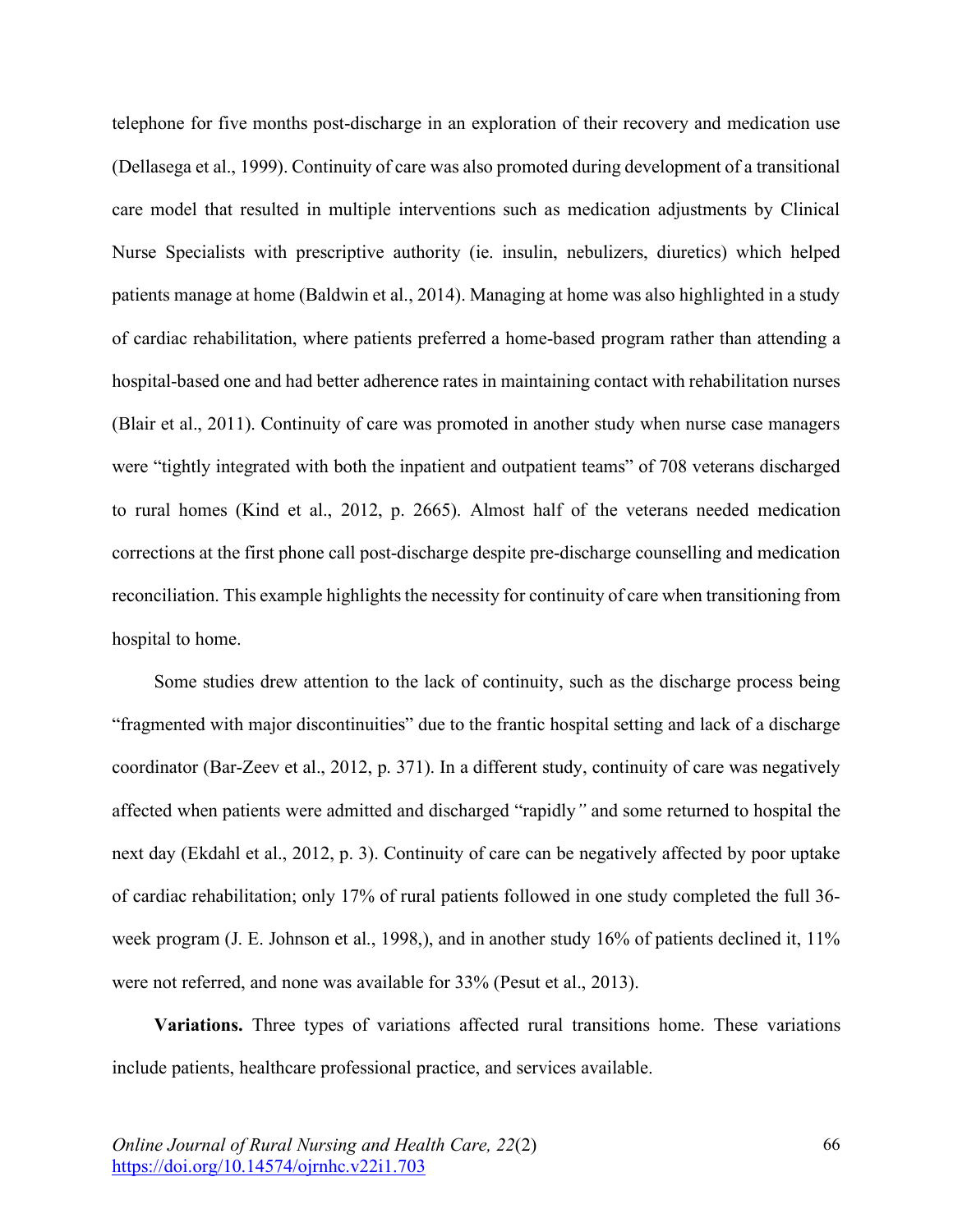telephone for five months post-discharge in an exploration of their recovery and medication use (Dellasega et al., 1999). Continuity of care was also promoted during development of a transitional care model that resulted in multiple interventions such as medication adjustments by Clinical Nurse Specialists with prescriptive authority (ie. insulin, nebulizers, diuretics) which helped patients manage at home (Baldwin et al., 2014). Managing at home was also highlighted in a study of cardiac rehabilitation, where patients preferred a home-based program rather than attending a hospital-based one and had better adherence rates in maintaining contact with rehabilitation nurses (Blair et al., 2011). Continuity of care was promoted in another study when nurse case managers were "tightly integrated with both the inpatient and outpatient teams" of 708 veterans discharged to rural homes (Kind et al., 2012, p. 2665). Almost half of the veterans needed medication corrections at the first phone call post-discharge despite pre-discharge counselling and medication reconciliation. This example highlights the necessity for continuity of care when transitioning from hospital to home.

Some studies drew attention to the lack of continuity, such as the discharge process being "fragmented with major discontinuities" due to the frantic hospital setting and lack of a discharge coordinator (Bar-Zeev et al., 2012, p. 371). In a different study, continuity of care was negatively affected when patients were admitted and discharged "rapidly*"* and some returned to hospital the next day (Ekdahl et al., 2012, p. 3). Continuity of care can be negatively affected by poor uptake of cardiac rehabilitation; only 17% of rural patients followed in one study completed the full 36-week program (J. E. Johnson et al., 1998,), and in another study 16% of patients declined it, 11% were not referred, and none was available for 33% (Pesut et al., 2013).

**Variations.** Three types of variations affected rural transitions home. These variations include patients, healthcare professional practice, and services available.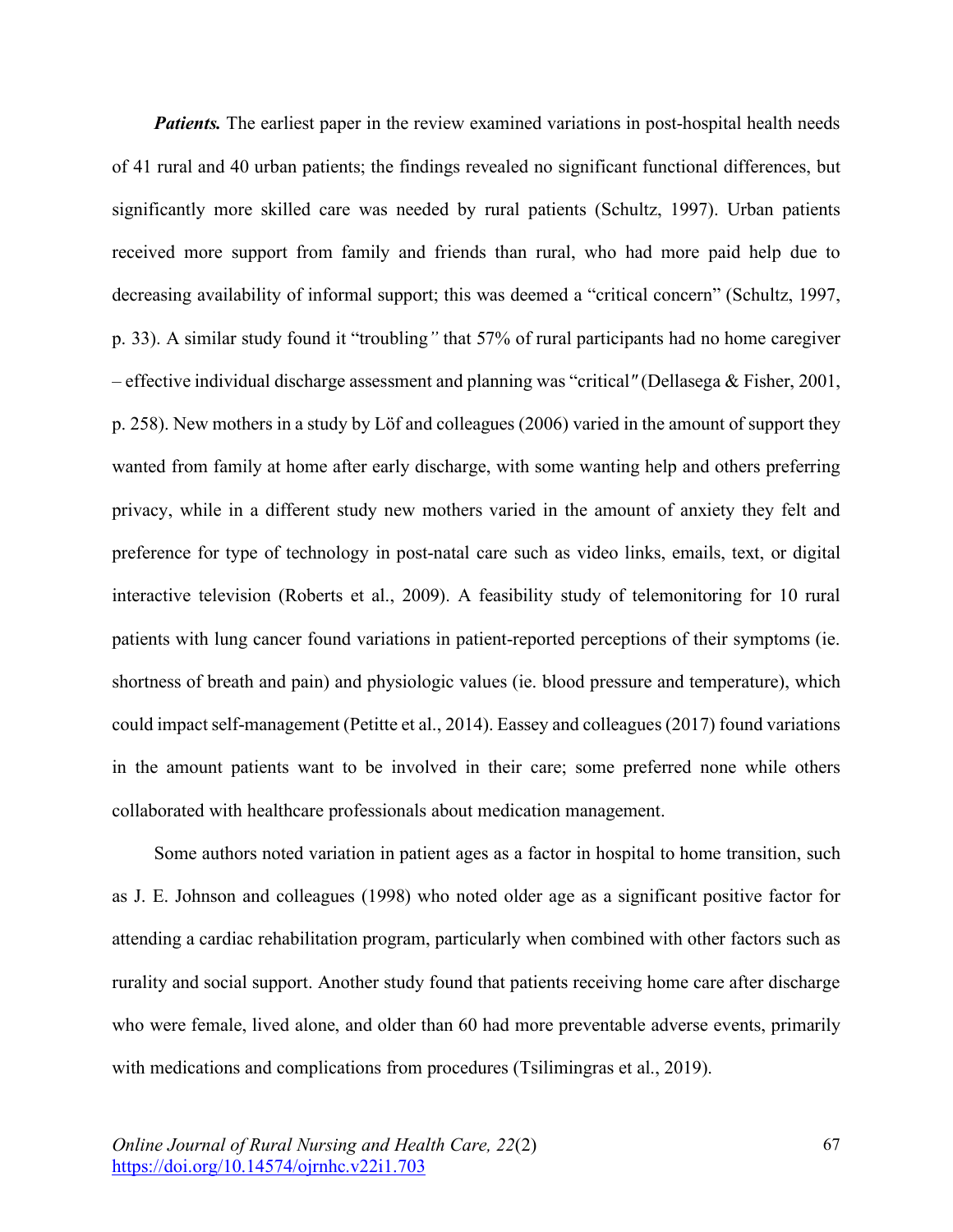***Patients.*** The earliest paper in the review examined variations in post-hospital health needs of 41 rural and 40 urban patients; the findings revealed no significant functional differences, but significantly more skilled care was needed by rural patients (Schultz, 1997). Urban patients received more support from family and friends than rural, who had more paid help due to decreasing availability of informal support; this was deemed a "critical concern" (Schultz, 1997, p. 33). A similar study found it "troubling*"* that 57% of rural participants had no home caregiver – effective individual discharge assessment and planning was "critical*"* (Dellasega & Fisher, 2001, p. 258). New mothers in a study by Löf and colleagues (2006) varied in the amount of support they wanted from family at home after early discharge, with some wanting help and others preferring privacy, while in a different study new mothers varied in the amount of anxiety they felt and preference for type of technology in post-natal care such as video links, emails, text, or digital interactive television (Roberts et al., 2009). A feasibility study of telemonitoring for 10 rural patients with lung cancer found variations in patient-reported perceptions of their symptoms (ie. shortness of breath and pain) and physiologic values (ie. blood pressure and temperature), which could impact self-management (Petitte et al., 2014). Eassey and colleagues (2017) found variations in the amount patients want to be involved in their care; some preferred none while others collaborated with healthcare professionals about medication management.

Some authors noted variation in patient ages as a factor in hospital to home transition, such as J. E. Johnson and colleagues (1998) who noted older age as a significant positive factor for attending a cardiac rehabilitation program, particularly when combined with other factors such as rurality and social support. Another study found that patients receiving home care after discharge who were female, lived alone, and older than 60 had more preventable adverse events, primarily with medications and complications from procedures (Tsilimingras et al., 2019).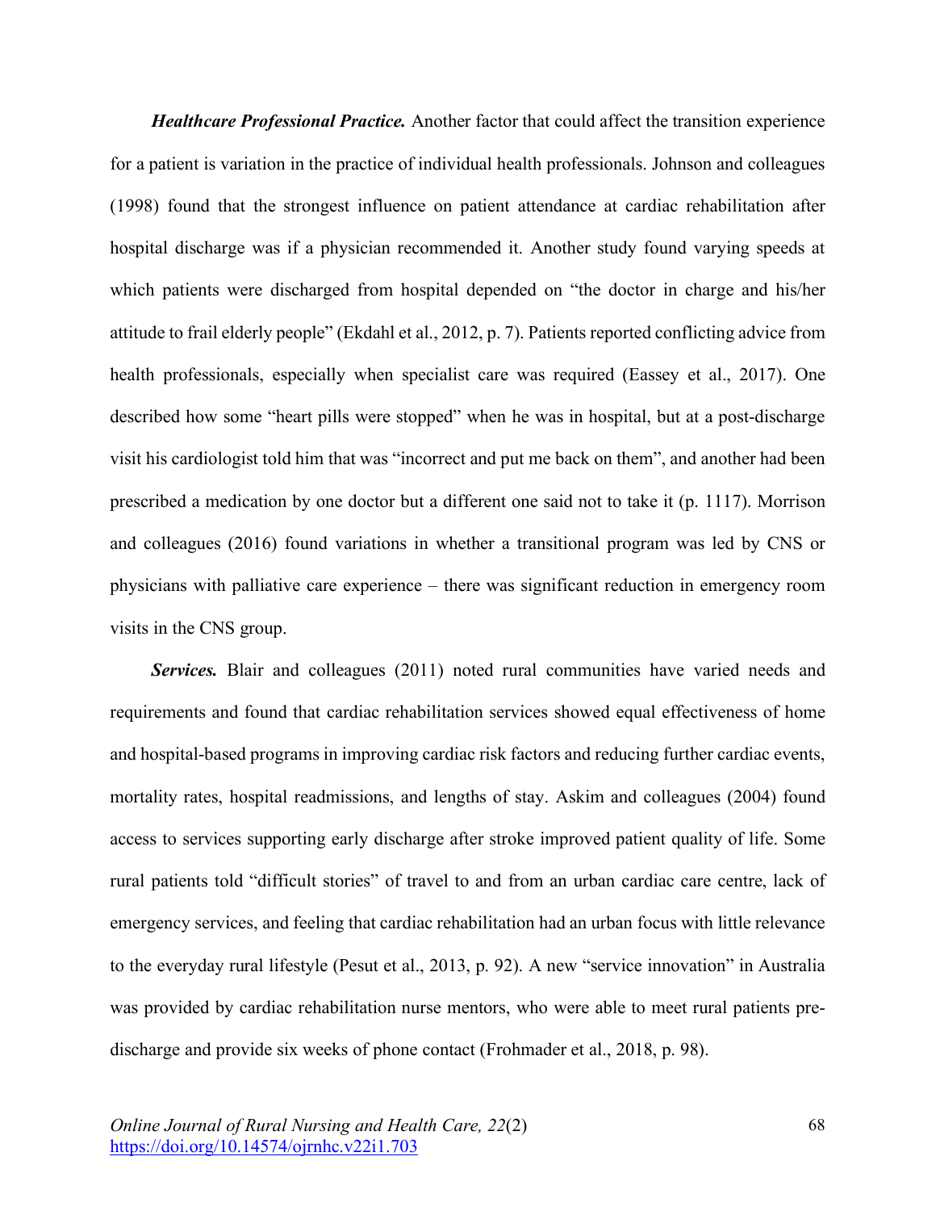***Healthcare Professional Practice.*** Another factor that could affect the transition experience for a patient is variation in the practice of individual health professionals. Johnson and colleagues (1998) found that the strongest influence on patient attendance at cardiac rehabilitation after hospital discharge was if a physician recommended it. Another study found varying speeds at which patients were discharged from hospital depended on "the doctor in charge and his/her attitude to frail elderly people" (Ekdahl et al., 2012, p. 7). Patients reported conflicting advice from health professionals, especially when specialist care was required (Eassey et al., 2017). One described how some "heart pills were stopped" when he was in hospital, but at a post-discharge visit his cardiologist told him that was "incorrect and put me back on them", and another had been prescribed a medication by one doctor but a different one said not to take it (p. 1117). Morrison and colleagues (2016) found variations in whether a transitional program was led by CNS or physicians with palliative care experience – there was significant reduction in emergency room visits in the CNS group.

***Services.*** Blair and colleagues (2011) noted rural communities have varied needs and requirements and found that cardiac rehabilitation services showed equal effectiveness of home and hospital-based programs in improving cardiac risk factors and reducing further cardiac events, mortality rates, hospital readmissions, and lengths of stay. Askim and colleagues (2004) found access to services supporting early discharge after stroke improved patient quality of life. Some rural patients told "difficult stories" of travel to and from an urban cardiac care centre, lack of emergency services, and feeling that cardiac rehabilitation had an urban focus with little relevance to the everyday rural lifestyle (Pesut et al., 2013, p. 92). A new "service innovation" in Australia was provided by cardiac rehabilitation nurse mentors, who were able to meet rural patients pre-discharge and provide six weeks of phone contact (Frohmader et al., 2018, p. 98).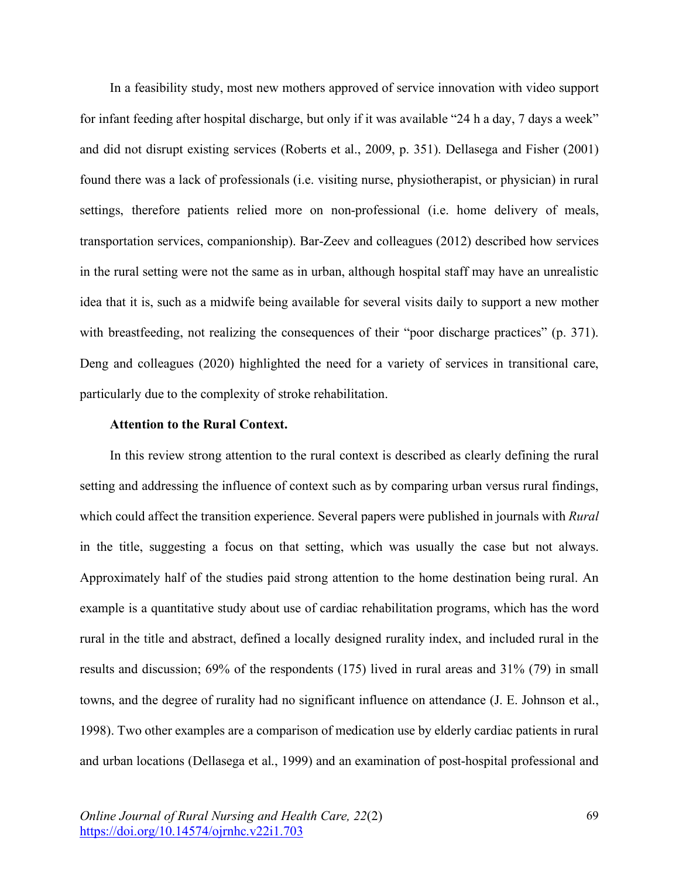In a feasibility study, most new mothers approved of service innovation with video support for infant feeding after hospital discharge, but only if it was available "24 h a day, 7 days a week" and did not disrupt existing services (Roberts et al., 2009, p. 351). Dellasega and Fisher (2001) found there was a lack of professionals (i.e. visiting nurse, physiotherapist, or physician) in rural settings, therefore patients relied more on non-professional (i.e. home delivery of meals, transportation services, companionship). Bar-Zeev and colleagues (2012) described how services in the rural setting were not the same as in urban, although hospital staff may have an unrealistic idea that it is, such as a midwife being available for several visits daily to support a new mother with breastfeeding, not realizing the consequences of their "poor discharge practices" (p. 371). Deng and colleagues (2020) highlighted the need for a variety of services in transitional care, particularly due to the complexity of stroke rehabilitation.

**Attention to the Rural Context.**

In this review strong attention to the rural context is described as clearly defining the rural setting and addressing the influence of context such as by comparing urban versus rural findings, which could affect the transition experience. Several papers were published in journals with *Rural* in the title, suggesting a focus on that setting, which was usually the case but not always. Approximately half of the studies paid strong attention to the home destination being rural. An example is a quantitative study about use of cardiac rehabilitation programs, which has the word rural in the title and abstract, defined a locally designed rurality index, and included rural in the results and discussion; 69% of the respondents (175) lived in rural areas and 31% (79) in small towns, and the degree of rurality had no significant influence on attendance (J. E. Johnson et al., 1998). Two other examples are a comparison of medication use by elderly cardiac patients in rural and urban locations (Dellasega et al., 1999) and an examination of post-hospital professional and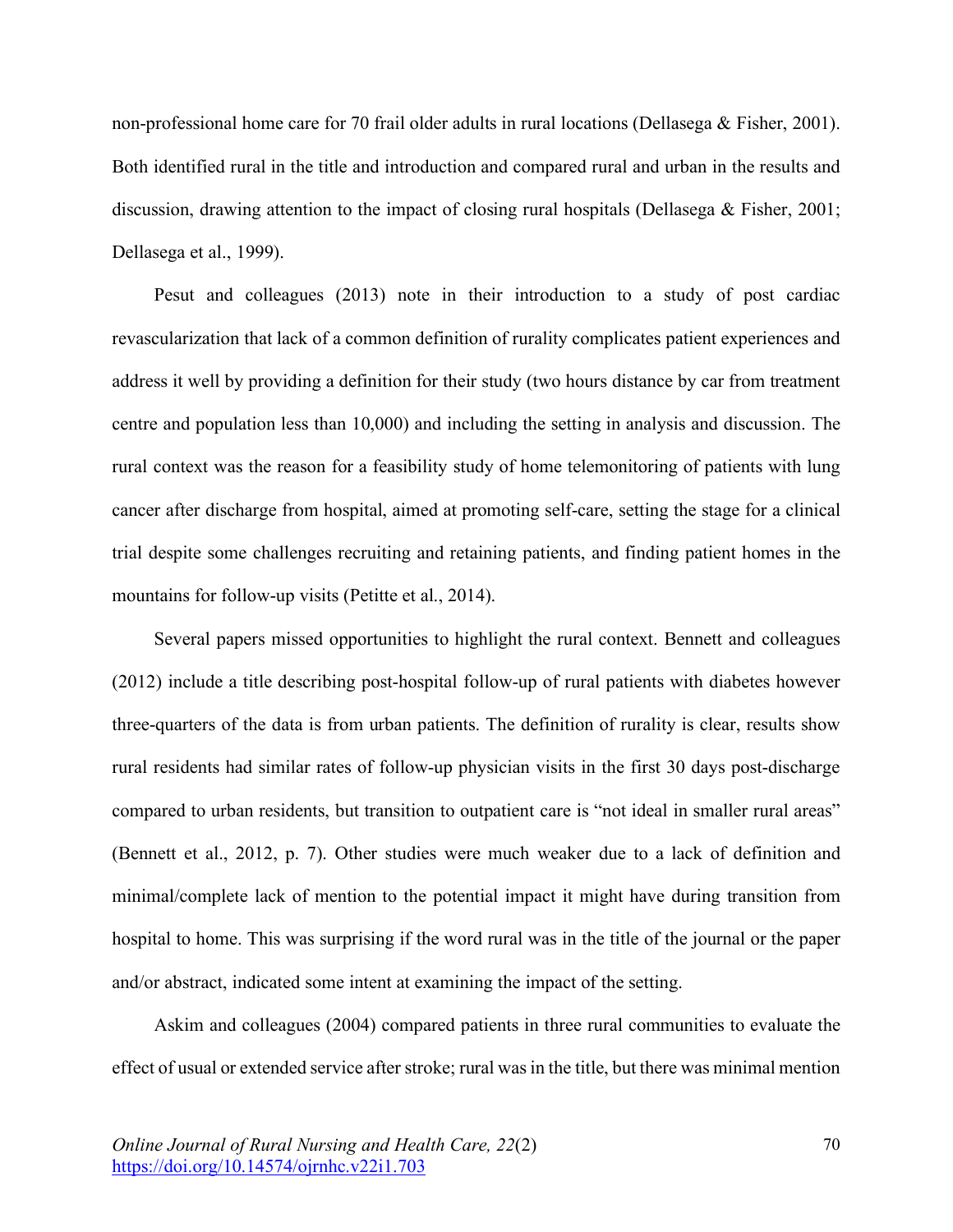non-professional home care for 70 frail older adults in rural locations (Dellasega & Fisher, 2001). Both identified rural in the title and introduction and compared rural and urban in the results and discussion, drawing attention to the impact of closing rural hospitals (Dellasega & Fisher, 2001; Dellasega et al., 1999).

Pesut and colleagues (2013) note in their introduction to a study of post cardiac revascularization that lack of a common definition of rurality complicates patient experiences and address it well by providing a definition for their study (two hours distance by car from treatment centre and population less than 10,000) and including the setting in analysis and discussion. The rural context was the reason for a feasibility study of home telemonitoring of patients with lung cancer after discharge from hospital, aimed at promoting self-care, setting the stage for a clinical trial despite some challenges recruiting and retaining patients, and finding patient homes in the mountains for follow-up visits (Petitte et al., 2014).

Several papers missed opportunities to highlight the rural context. Bennett and colleagues (2012) include a title describing post-hospital follow-up of rural patients with diabetes however three-quarters of the data is from urban patients. The definition of rurality is clear, results show rural residents had similar rates of follow-up physician visits in the first 30 days post-discharge compared to urban residents, but transition to outpatient care is "not ideal in smaller rural areas" (Bennett et al., 2012, p. 7). Other studies were much weaker due to a lack of definition and minimal/complete lack of mention to the potential impact it might have during transition from hospital to home. This was surprising if the word rural was in the title of the journal or the paper and/or abstract, indicated some intent at examining the impact of the setting.

Askim and colleagues (2004) compared patients in three rural communities to evaluate the effect of usual or extended service after stroke; rural was in the title, but there was minimal mention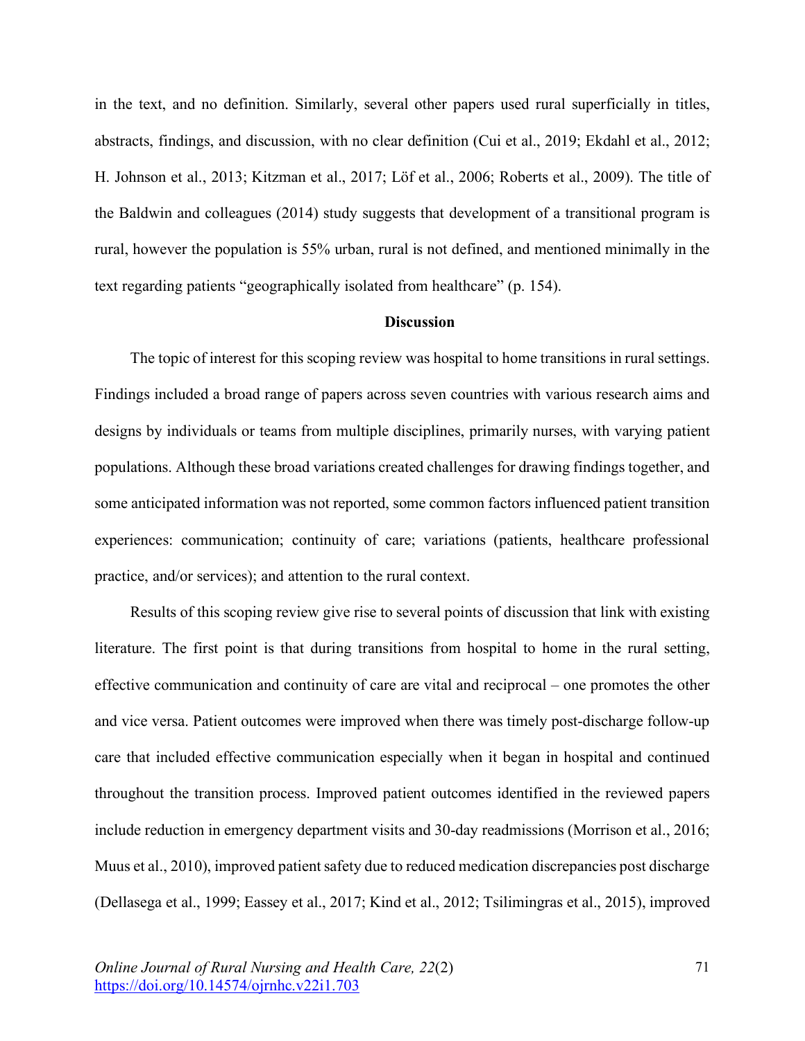in the text, and no definition. Similarly, several other papers used rural superficially in titles, abstracts, findings, and discussion, with no clear definition (Cui et al., 2019; Ekdahl et al., 2012; H. Johnson et al., 2013; Kitzman et al., 2017; Löf et al., 2006; Roberts et al., 2009). The title of the Baldwin and colleagues (2014) study suggests that development of a transitional program is rural, however the population is 55% urban, rural is not defined, and mentioned minimally in the text regarding patients "geographically isolated from healthcare" (p. 154).

## Discussion

The topic of interest for this scoping review was hospital to home transitions in rural settings. Findings included a broad range of papers across seven countries with various research aims and designs by individuals or teams from multiple disciplines, primarily nurses, with varying patient populations. Although these broad variations created challenges for drawing findings together, and some anticipated information was not reported, some common factors influenced patient transition experiences: communication; continuity of care; variations (patients, healthcare professional practice, and/or services); and attention to the rural context.

Results of this scoping review give rise to several points of discussion that link with existing literature. The first point is that during transitions from hospital to home in the rural setting, effective communication and continuity of care are vital and reciprocal – one promotes the other and vice versa. Patient outcomes were improved when there was timely post-discharge follow-up care that included effective communication especially when it began in hospital and continued throughout the transition process. Improved patient outcomes identified in the reviewed papers include reduction in emergency department visits and 30-day readmissions (Morrison et al., 2016; Muus et al., 2010), improved patient safety due to reduced medication discrepancies post discharge (Dellasega et al., 1999; Eassey et al., 2017; Kind et al., 2012; Tsilimingras et al., 2015), improved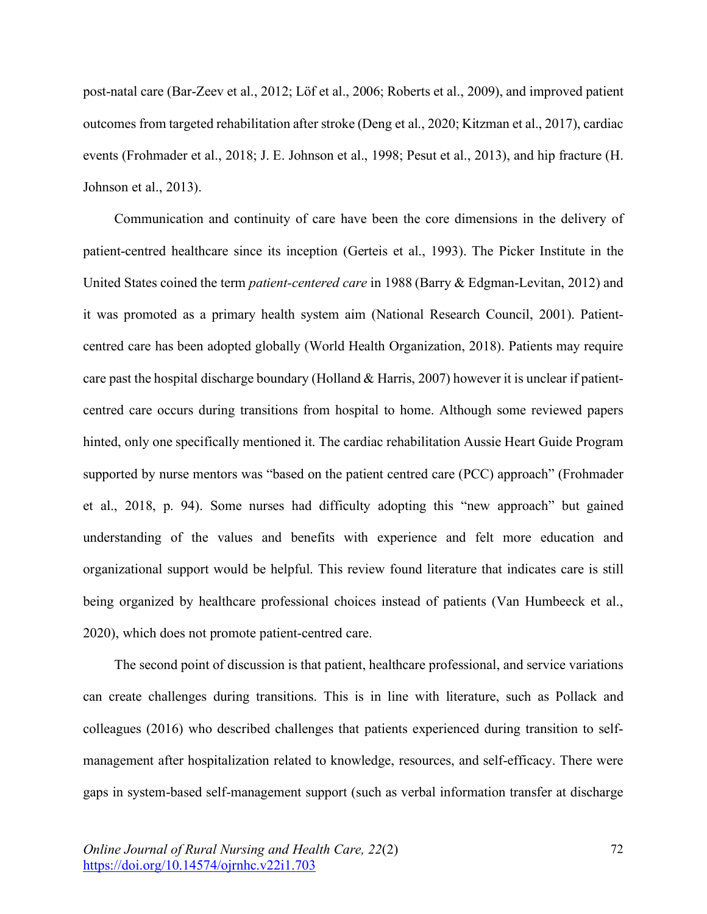post-natal care (Bar-Zeev et al., 2012; Löf et al., 2006; Roberts et al., 2009), and improved patient outcomes from targeted rehabilitation after stroke (Deng et al., 2020; Kitzman et al., 2017), cardiac events (Frohmader et al., 2018; J. E. Johnson et al., 1998; Pesut et al., 2013), and hip fracture (H. Johnson et al., 2013).

Communication and continuity of care have been the core dimensions in the delivery of patient-centred healthcare since its inception (Gerteis et al., 1993). The Picker Institute in the United States coined the term *patient-centered care* in 1988 (Barry & Edgman-Levitan, 2012) and it was promoted as a primary health system aim (National Research Council, 2001). Patient-centred care has been adopted globally (World Health Organization, 2018). Patients may require care past the hospital discharge boundary (Holland & Harris, 2007) however it is unclear if patient-centred care occurs during transitions from hospital to home. Although some reviewed papers hinted, only one specifically mentioned it. The cardiac rehabilitation Aussie Heart Guide Program supported by nurse mentors was "based on the patient centred care (PCC) approach" (Frohmader et al., 2018, p. 94). Some nurses had difficulty adopting this "new approach" but gained understanding of the values and benefits with experience and felt more education and organizational support would be helpful. This review found literature that indicates care is still being organized by healthcare professional choices instead of patients (Van Humbeeck et al., 2020), which does not promote patient-centred care.

The second point of discussion is that patient, healthcare professional, and service variations can create challenges during transitions. This is in line with literature, such as Pollack and colleagues (2016) who described challenges that patients experienced during transition to self-management after hospitalization related to knowledge, resources, and self-efficacy. There were gaps in system-based self-management support (such as verbal information transfer at discharge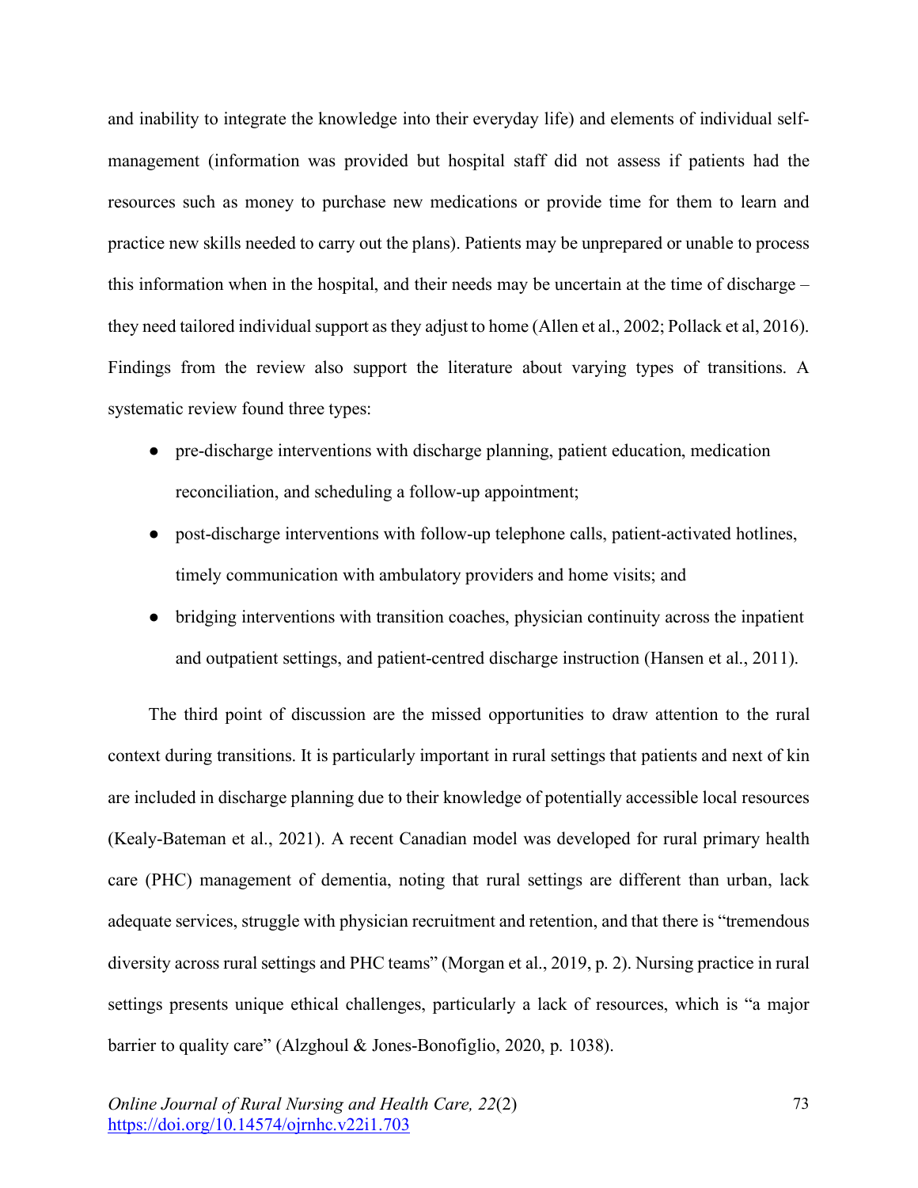and inability to integrate the knowledge into their everyday life) and elements of individual self-management (information was provided but hospital staff did not assess if patients had the resources such as money to purchase new medications or provide time for them to learn and practice new skills needed to carry out the plans). Patients may be unprepared or unable to process this information when in the hospital, and their needs may be uncertain at the time of discharge – they need tailored individual support as they adjust to home (Allen et al., 2002; Pollack et al, 2016). Findings from the review also support the literature about varying types of transitions. A systematic review found three types:

- pre-discharge interventions with discharge planning, patient education, medication reconciliation, and scheduling a follow-up appointment;
- post-discharge interventions with follow-up telephone calls, patient-activated hotlines, timely communication with ambulatory providers and home visits; and
- bridging interventions with transition coaches, physician continuity across the inpatient and outpatient settings, and patient-centred discharge instruction (Hansen et al., 2011).

The third point of discussion are the missed opportunities to draw attention to the rural context during transitions. It is particularly important in rural settings that patients and next of kin are included in discharge planning due to their knowledge of potentially accessible local resources (Kealy-Bateman et al., 2021). A recent Canadian model was developed for rural primary health care (PHC) management of dementia, noting that rural settings are different than urban, lack adequate services, struggle with physician recruitment and retention, and that there is "tremendous diversity across rural settings and PHC teams" (Morgan et al., 2019, p. 2). Nursing practice in rural settings presents unique ethical challenges, particularly a lack of resources, which is "a major barrier to quality care" (Alzghoul & Jones-Bonofiglio, 2020, p. 1038).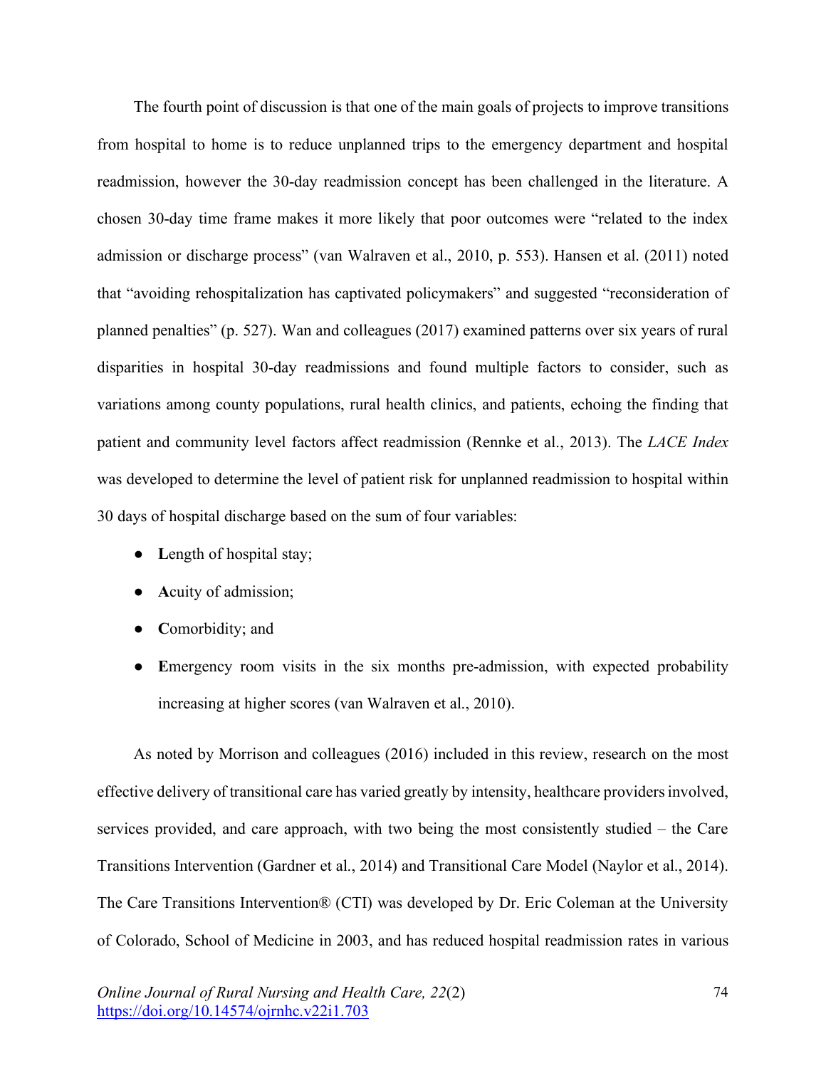The fourth point of discussion is that one of the main goals of projects to improve transitions from hospital to home is to reduce unplanned trips to the emergency department and hospital readmission, however the 30-day readmission concept has been challenged in the literature. A chosen 30-day time frame makes it more likely that poor outcomes were "related to the index admission or discharge process" (van Walraven et al., 2010, p. 553). Hansen et al. (2011) noted that "avoiding rehospitalization has captivated policymakers" and suggested "reconsideration of planned penalties" (p. 527). Wan and colleagues (2017) examined patterns over six years of rural disparities in hospital 30-day readmissions and found multiple factors to consider, such as variations among county populations, rural health clinics, and patients, echoing the finding that patient and community level factors affect readmission (Rennke et al., 2013). The *LACE Index* was developed to determine the level of patient risk for unplanned readmission to hospital within 30 days of hospital discharge based on the sum of four variables:

- **L**ength of hospital stay;
- **A**cuity of admission;
- **C**omorbidity; and
- **E**mergency room visits in the six months pre-admission, with expected probability increasing at higher scores (van Walraven et al., 2010).

As noted by Morrison and colleagues (2016) included in this review, research on the most effective delivery of transitional care has varied greatly by intensity, healthcare providers involved, services provided, and care approach, with two being the most consistently studied – the Care Transitions Intervention (Gardner et al., 2014) and Transitional Care Model (Naylor et al., 2014). The Care Transitions Intervention® (CTI) was developed by Dr. Eric Coleman at the University of Colorado, School of Medicine in 2003, and has reduced hospital readmission rates in various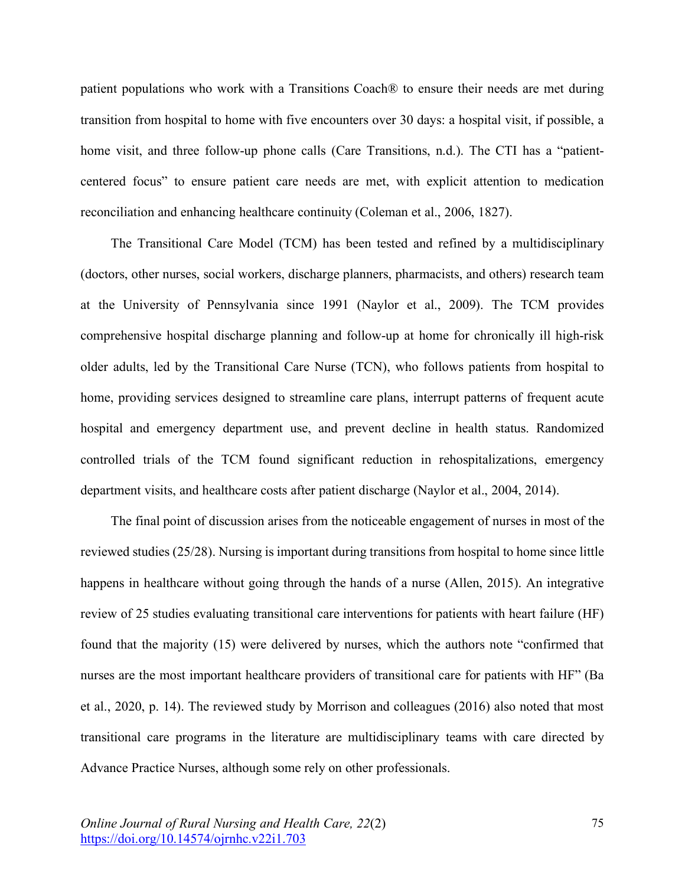patient populations who work with a Transitions Coach® to ensure their needs are met during transition from hospital to home with five encounters over 30 days: a hospital visit, if possible, a home visit, and three follow-up phone calls (Care Transitions, n.d.). The CTI has a "patient-centered focus" to ensure patient care needs are met, with explicit attention to medication reconciliation and enhancing healthcare continuity (Coleman et al., 2006, 1827).

The Transitional Care Model (TCM) has been tested and refined by a multidisciplinary (doctors, other nurses, social workers, discharge planners, pharmacists, and others) research team at the University of Pennsylvania since 1991 (Naylor et al., 2009). The TCM provides comprehensive hospital discharge planning and follow-up at home for chronically ill high-risk older adults, led by the Transitional Care Nurse (TCN), who follows patients from hospital to home, providing services designed to streamline care plans, interrupt patterns of frequent acute hospital and emergency department use, and prevent decline in health status. Randomized controlled trials of the TCM found significant reduction in rehospitalizations, emergency department visits, and healthcare costs after patient discharge (Naylor et al., 2004, 2014).

The final point of discussion arises from the noticeable engagement of nurses in most of the reviewed studies (25/28). Nursing is important during transitions from hospital to home since little happens in healthcare without going through the hands of a nurse (Allen, 2015). An integrative review of 25 studies evaluating transitional care interventions for patients with heart failure (HF) found that the majority (15) were delivered by nurses, which the authors note "confirmed that nurses are the most important healthcare providers of transitional care for patients with HF" (Ba et al., 2020, p. 14). The reviewed study by Morrison and colleagues (2016) also noted that most transitional care programs in the literature are multidisciplinary teams with care directed by Advance Practice Nurses, although some rely on other professionals.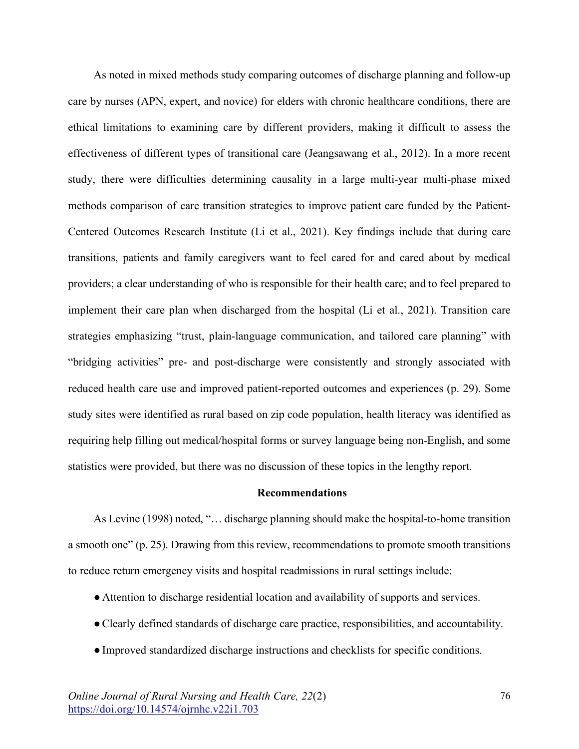As noted in mixed methods study comparing outcomes of discharge planning and follow-up care by nurses (APN, expert, and novice) for elders with chronic healthcare conditions, there are ethical limitations to examining care by different providers, making it difficult to assess the effectiveness of different types of transitional care (Jeangsawang et al., 2012). In a more recent study, there were difficulties determining causality in a large multi-year multi-phase mixed methods comparison of care transition strategies to improve patient care funded by the Patient-Centered Outcomes Research Institute (Li et al., 2021). Key findings include that during care transitions, patients and family caregivers want to feel cared for and cared about by medical providers; a clear understanding of who is responsible for their health care; and to feel prepared to implement their care plan when discharged from the hospital (Li et al., 2021). Transition care strategies emphasizing "trust, plain-language communication, and tailored care planning" with "bridging activities" pre- and post-discharge were consistently and strongly associated with reduced health care use and improved patient-reported outcomes and experiences (p. 29). Some study sites were identified as rural based on zip code population, health literacy was identified as requiring help filling out medical/hospital forms or survey language being non-English, and some statistics were provided, but there was no discussion of these topics in the lengthy report.

## Recommendations

As Levine (1998) noted, "… discharge planning should make the hospital-to-home transition a smooth one" (p. 25). Drawing from this review, recommendations to promote smooth transitions to reduce return emergency visits and hospital readmissions in rural settings include:

- Attention to discharge residential location and availability of supports and services.
- Clearly defined standards of discharge care practice, responsibilities, and accountability.
- Improved standardized discharge instructions and checklists for specific conditions.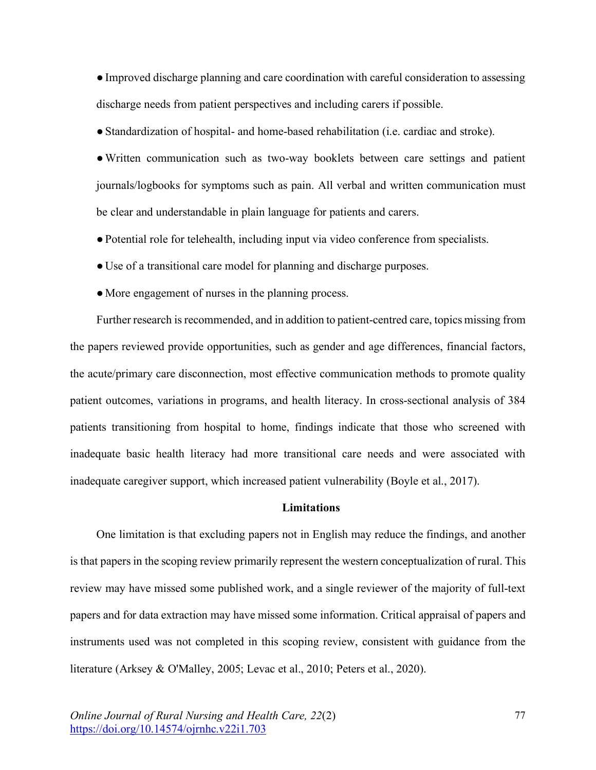- Improved discharge planning and care coordination with careful consideration to assessing discharge needs from patient perspectives and including carers if possible.
- Standardization of hospital- and home-based rehabilitation (i.e. cardiac and stroke).
- Written communication such as two-way booklets between care settings and patient journals/logbooks for symptoms such as pain. All verbal and written communication must be clear and understandable in plain language for patients and carers.
- Potential role for telehealth, including input via video conference from specialists.
- Use of a transitional care model for planning and discharge purposes.
- More engagement of nurses in the planning process.

Further research is recommended, and in addition to patient-centred care, topics missing from the papers reviewed provide opportunities, such as gender and age differences, financial factors, the acute/primary care disconnection, most effective communication methods to promote quality patient outcomes, variations in programs, and health literacy. In cross-sectional analysis of 384 patients transitioning from hospital to home, findings indicate that those who screened with inadequate basic health literacy had more transitional care needs and were associated with inadequate caregiver support, which increased patient vulnerability (Boyle et al., 2017).

### Limitations

One limitation is that excluding papers not in English may reduce the findings, and another is that papers in the scoping review primarily represent the western conceptualization of rural. This review may have missed some published work, and a single reviewer of the majority of full-text papers and for data extraction may have missed some information. Critical appraisal of papers and instruments used was not completed in this scoping review, consistent with guidance from the literature (Arksey & O'Malley, 2005; Levac et al., 2010; Peters et al., 2020).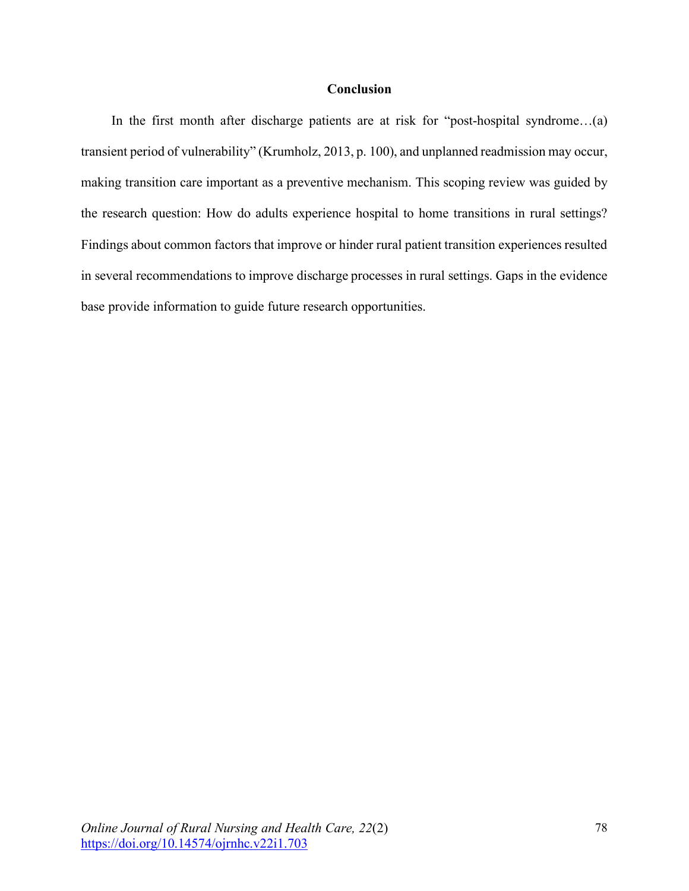## Conclusion

In the first month after discharge patients are at risk for "post-hospital syndrome…(a) transient period of vulnerability" (Krumholz, 2013, p. 100), and unplanned readmission may occur, making transition care important as a preventive mechanism. This scoping review was guided by the research question: How do adults experience hospital to home transitions in rural settings? Findings about common factors that improve or hinder rural patient transition experiences resulted in several recommendations to improve discharge processes in rural settings. Gaps in the evidence base provide information to guide future research opportunities.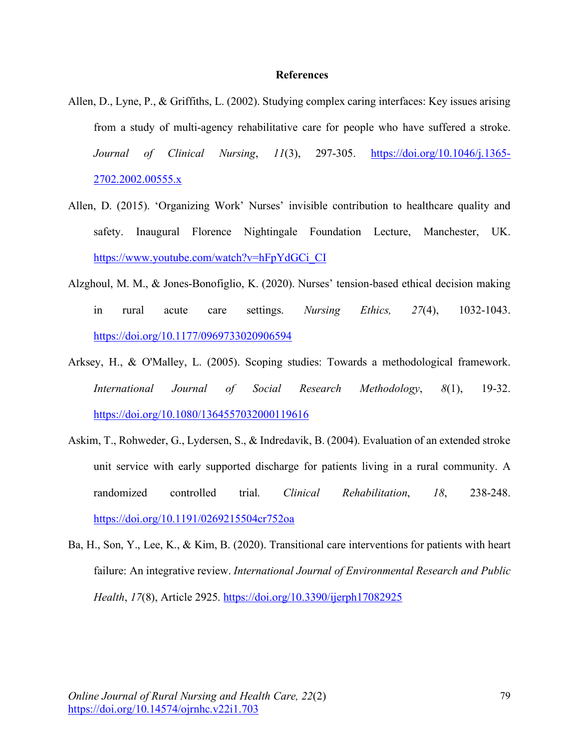## References

Allen, D., Lyne, P., & Griffiths, L. (2002). Studying complex caring interfaces: Key issues arising from a study of multi-agency rehabilitative care for people who have suffered a stroke. *Journal of Clinical Nursing*, *11*(3), 297-305. https://doi.org/10.1046/j.1365-2702.2002.00555.x

Allen, D. (2015). 'Organizing Work' Nurses' invisible contribution to healthcare quality and safety. Inaugural Florence Nightingale Foundation Lecture, Manchester, UK. https://www.youtube.com/watch?v=hFpYdGCi_CI

Alzghoul, M. M., & Jones-Bonofiglio, K. (2020). Nurses' tension-based ethical decision making in rural acute care settings. *Nursing Ethics, 27*(4), 1032-1043. https://doi.org/10.1177/0969733020906594

Arksey, H., & O'Malley, L. (2005). Scoping studies: Towards a methodological framework. *International Journal of Social Research Methodology*, *8*(1), 19-32. https://doi.org/10.1080/1364557032000119616

Askim, T., Rohweder, G., Lydersen, S., & Indredavik, B. (2004). Evaluation of an extended stroke unit service with early supported discharge for patients living in a rural community. A randomized controlled trial. *Clinical Rehabilitation*, *18*, 238-248. https://doi.org/10.1191/0269215504cr752oa

Ba, H., Son, Y., Lee, K., & Kim, B. (2020). Transitional care interventions for patients with heart failure: An integrative review. *International Journal of Environmental Research and Public Health*, *17*(8), Article 2925. https://doi.org/10.3390/ijerph17082925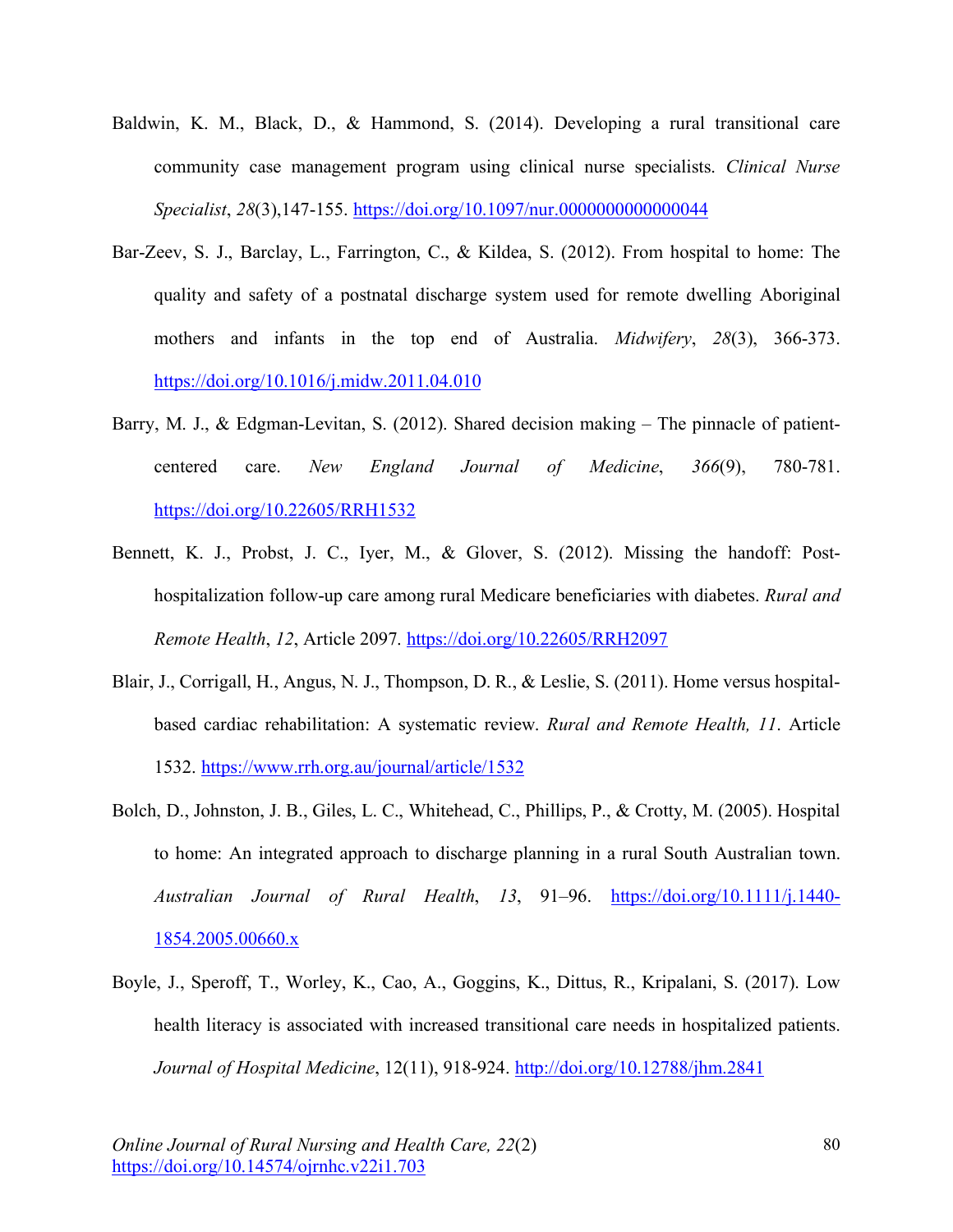Baldwin, K. M., Black, D., & Hammond, S. (2014). Developing a rural transitional care community case management program using clinical nurse specialists. *Clinical Nurse Specialist*, *28*(3),147-155. https://doi.org/10.1097/nur.0000000000000044

Bar-Zeev, S. J., Barclay, L., Farrington, C., & Kildea, S. (2012). From hospital to home: The quality and safety of a postnatal discharge system used for remote dwelling Aboriginal mothers and infants in the top end of Australia. *Midwifery*, *28*(3), 366-373. https://doi.org/10.1016/j.midw.2011.04.010

Barry, M. J., & Edgman-Levitan, S. (2012). Shared decision making – The pinnacle of patient-centered care. *New England Journal of Medicine*, *366*(9), 780-781. https://doi.org/10.22605/RRH1532

Bennett, K. J., Probst, J. C., Iyer, M., & Glover, S. (2012). Missing the handoff: Post-hospitalization follow-up care among rural Medicare beneficiaries with diabetes. *Rural and Remote Health*, *12*, Article 2097. https://doi.org/10.22605/RRH2097

Blair, J., Corrigall, H., Angus, N. J., Thompson, D. R., & Leslie, S. (2011). Home versus hospital-based cardiac rehabilitation: A systematic review. *Rural and Remote Health, 11*. Article 1532. https://www.rrh.org.au/journal/article/1532

Bolch, D., Johnston, J. B., Giles, L. C., Whitehead, C., Phillips, P., & Crotty, M. (2005). Hospital to home: An integrated approach to discharge planning in a rural South Australian town. *Australian Journal of Rural Health*, *13*, 91–96. https://doi.org/10.1111/j.1440-1854.2005.00660.x

Boyle, J., Speroff, T., Worley, K., Cao, A., Goggins, K., Dittus, R., Kripalani, S. (2017). Low health literacy is associated with increased transitional care needs in hospitalized patients. *Journal of Hospital Medicine*, 12(11), 918-924. http://doi.org/10.12788/jhm.2841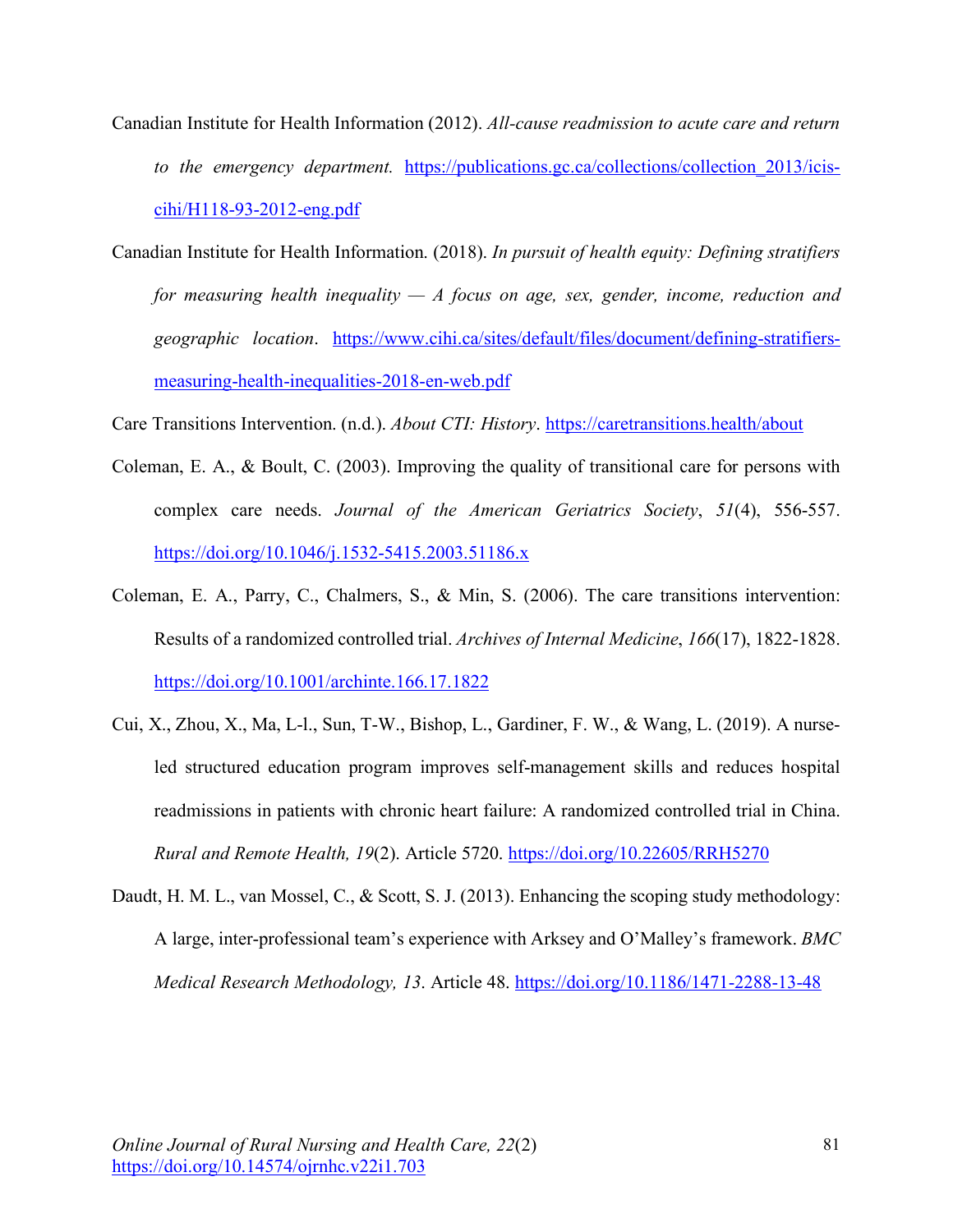Canadian Institute for Health Information (2012). *All-cause readmission to acute care and return to the emergency department.* https://publications.gc.ca/collections/collection_2013/icis-cihi/H118-93-2012-eng.pdf

Canadian Institute for Health Information. (2018). *In pursuit of health equity: Defining stratifiers for measuring health inequality — A focus on age, sex, gender, income, reduction and geographic location*. https://www.cihi.ca/sites/default/files/document/defining-stratifiers-measuring-health-inequalities-2018-en-web.pdf

Care Transitions Intervention. (n.d.). *About CTI: History*. https://caretransitions.health/about

Coleman, E. A., & Boult, C. (2003). Improving the quality of transitional care for persons with complex care needs. *Journal of the American Geriatrics Society*, *51*(4), 556-557. https://doi.org/10.1046/j.1532-5415.2003.51186.x

Coleman, E. A., Parry, C., Chalmers, S., & Min, S. (2006). The care transitions intervention: Results of a randomized controlled trial. *Archives of Internal Medicine*, *166*(17), 1822-1828. https://doi.org/10.1001/archinte.166.17.1822

Cui, X., Zhou, X., Ma, L-l., Sun, T-W., Bishop, L., Gardiner, F. W., & Wang, L. (2019). A nurse-led structured education program improves self-management skills and reduces hospital readmissions in patients with chronic heart failure: A randomized controlled trial in China. *Rural and Remote Health, 19*(2). Article 5720. https://doi.org/10.22605/RRH5270

Daudt, H. M. L., van Mossel, C., & Scott, S. J. (2013). Enhancing the scoping study methodology: A large, inter-professional team's experience with Arksey and O'Malley's framework. *BMC Medical Research Methodology, 13*. Article 48. https://doi.org/10.1186/1471-2288-13-48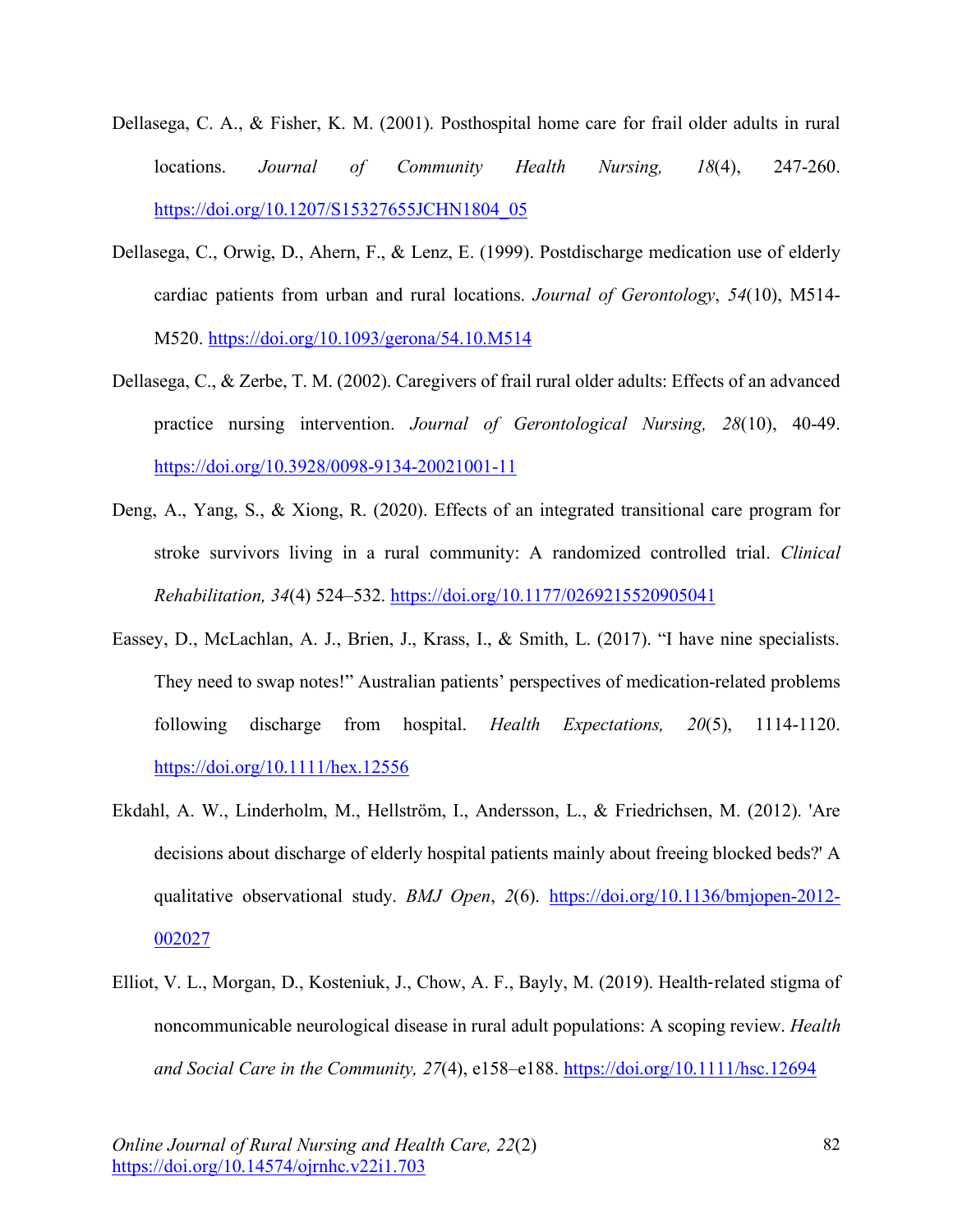Dellasega, C. A., & Fisher, K. M. (2001). Posthospital home care for frail older adults in rural locations. *Journal of Community Health Nursing, 18*(4), 247-260. https://doi.org/10.1207/S15327655JCHN1804_05

Dellasega, C., Orwig, D., Ahern, F., & Lenz, E. (1999). Postdischarge medication use of elderly cardiac patients from urban and rural locations. *Journal of Gerontology*, *54*(10), M514-M520. https://doi.org/10.1093/gerona/54.10.M514

Dellasega, C., & Zerbe, T. M. (2002). Caregivers of frail rural older adults: Effects of an advanced practice nursing intervention. *Journal of Gerontological Nursing, 28*(10), 40-49. https://doi.org/10.3928/0098-9134-20021001-11

Deng, A., Yang, S., & Xiong, R. (2020). Effects of an integrated transitional care program for stroke survivors living in a rural community: A randomized controlled trial. *Clinical Rehabilitation, 34*(4) 524–532. https://doi.org/10.1177/0269215520905041

Eassey, D., McLachlan, A. J., Brien, J., Krass, I., & Smith, L. (2017). "I have nine specialists. They need to swap notes!" Australian patients' perspectives of medication-related problems following discharge from hospital. *Health Expectations, 20*(5), 1114-1120. https://doi.org/10.1111/hex.12556

Ekdahl, A. W., Linderholm, M., Hellström, I., Andersson, L., & Friedrichsen, M. (2012). 'Are decisions about discharge of elderly hospital patients mainly about freeing blocked beds?' A qualitative observational study. *BMJ Open*, *2*(6). https://doi.org/10.1136/bmjopen-2012-002027

Elliot, V. L., Morgan, D., Kosteniuk, J., Chow, A. F., Bayly, M. (2019). Health-related stigma of noncommunicable neurological disease in rural adult populations: A scoping review. *Health and Social Care in the Community, 27*(4), e158–e188. https://doi.org/10.1111/hsc.12694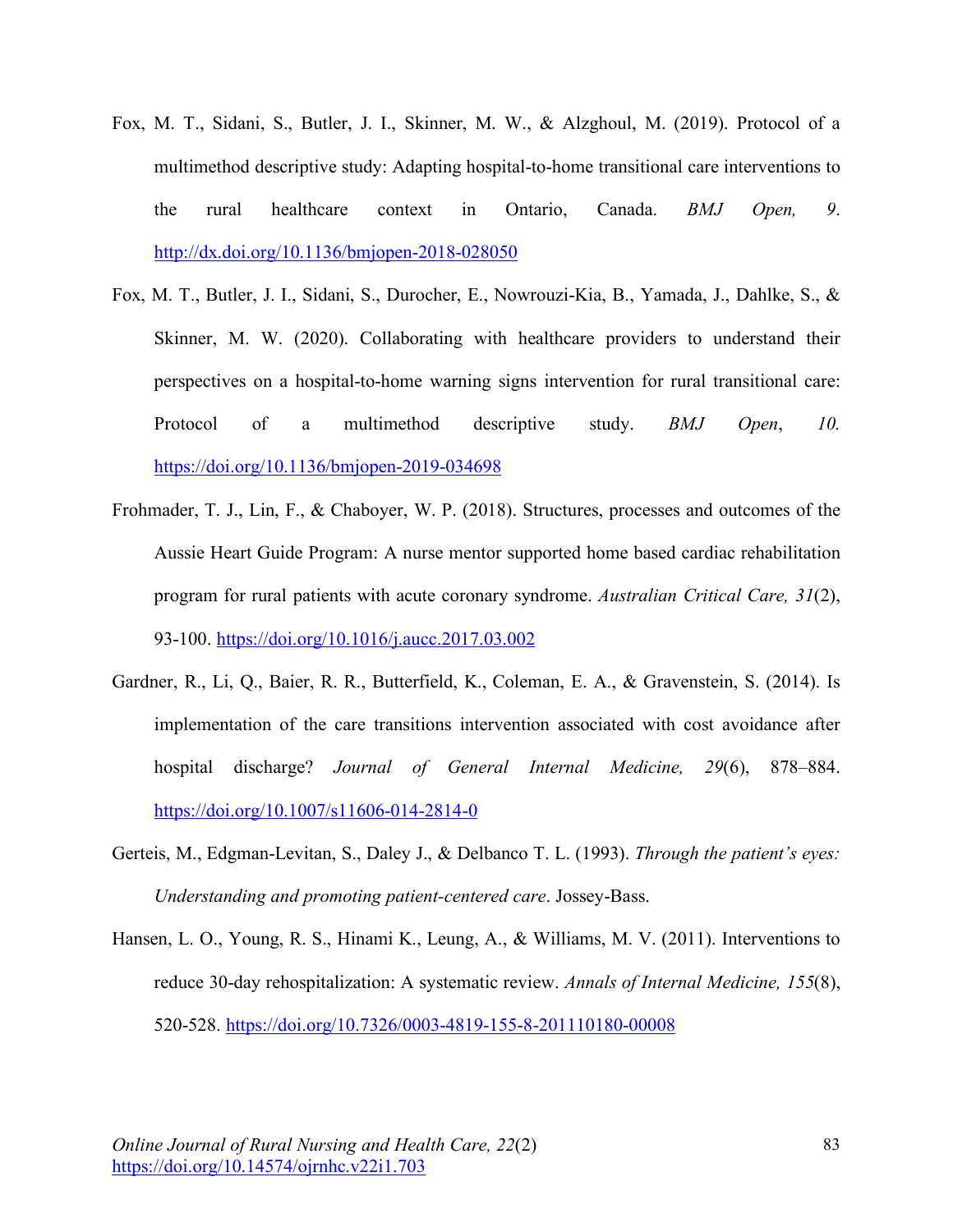Fox, M. T., Sidani, S., Butler, J. I., Skinner, M. W., & Alzghoul, M. (2019). Protocol of a multimethod descriptive study: Adapting hospital-to-home transitional care interventions to the rural healthcare context in Ontario, Canada. *BMJ Open, 9*. http://dx.doi.org/10.1136/bmjopen-2018-028050

Fox, M. T., Butler, J. I., Sidani, S., Durocher, E., Nowrouzi-Kia, B., Yamada, J., Dahlke, S., & Skinner, M. W. (2020). Collaborating with healthcare providers to understand their perspectives on a hospital-to-home warning signs intervention for rural transitional care: Protocol of a multimethod descriptive study. *BMJ Open*, *10.* https://doi.org/10.1136/bmjopen-2019-034698

Frohmader, T. J., Lin, F., & Chaboyer, W. P. (2018). Structures, processes and outcomes of the Aussie Heart Guide Program: A nurse mentor supported home based cardiac rehabilitation program for rural patients with acute coronary syndrome. *Australian Critical Care, 31*(2), 93-100. https://doi.org/10.1016/j.aucc.2017.03.002

Gardner, R., Li, Q., Baier, R. R., Butterfield, K., Coleman, E. A., & Gravenstein, S. (2014). Is implementation of the care transitions intervention associated with cost avoidance after hospital discharge? *Journal of General Internal Medicine, 29*(6), 878–884. https://doi.org/10.1007/s11606-014-2814-0

Gerteis, M., Edgman-Levitan, S., Daley J., & Delbanco T. L. (1993). *Through the patient's eyes: Understanding and promoting patient-centered care*. Jossey-Bass.

Hansen, L. O., Young, R. S., Hinami K., Leung, A., & Williams, M. V. (2011). Interventions to reduce 30-day rehospitalization: A systematic review. *Annals of Internal Medicine, 155*(8), 520-528. https://doi.org/10.7326/0003-4819-155-8-201110180-00008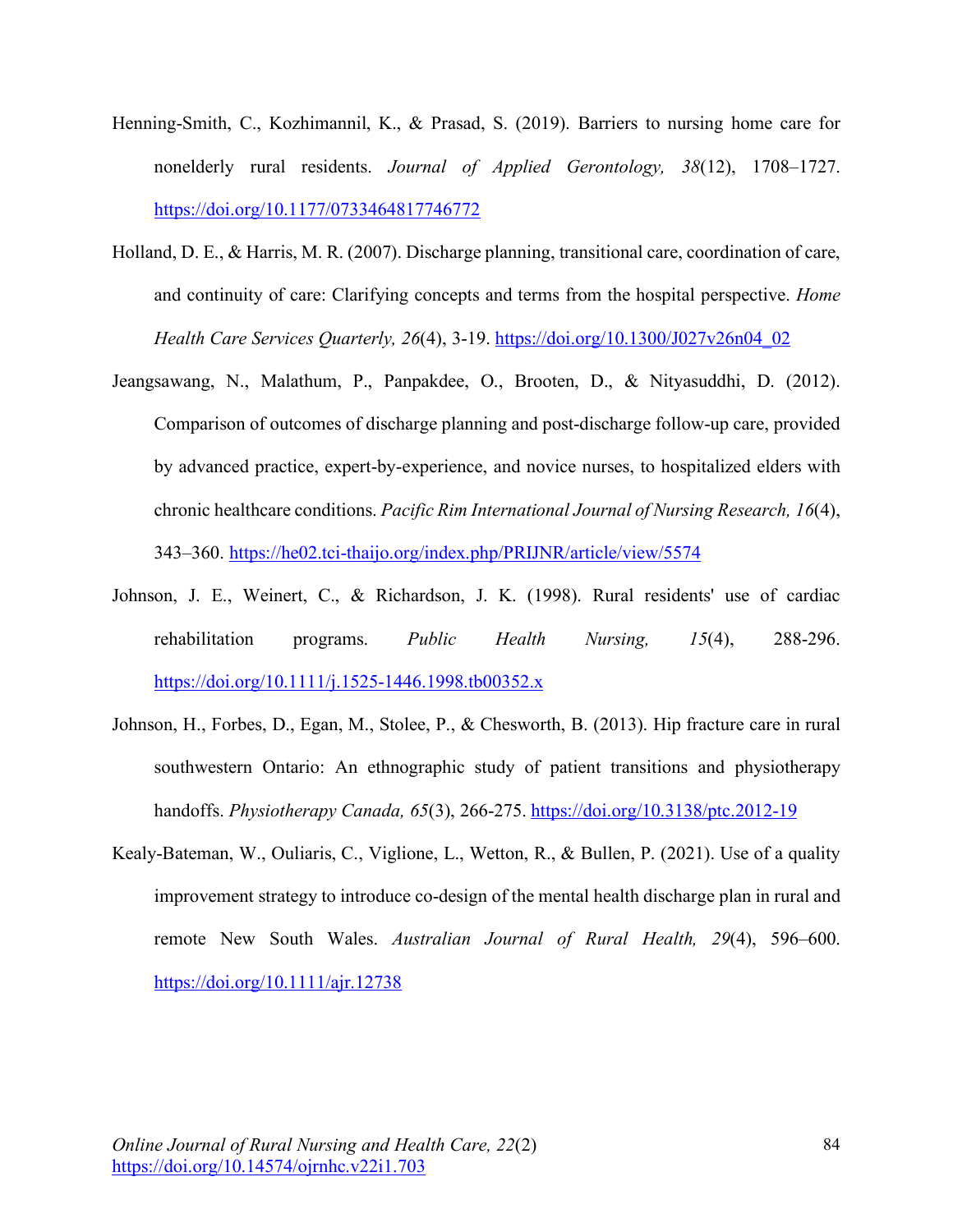Henning-Smith, C., Kozhimannil, K., & Prasad, S. (2019). Barriers to nursing home care for nonelderly rural residents. *Journal of Applied Gerontology, 38*(12), 1708–1727. https://doi.org/10.1177/0733464817746772

Holland, D. E., & Harris, M. R. (2007). Discharge planning, transitional care, coordination of care, and continuity of care: Clarifying concepts and terms from the hospital perspective. *Home Health Care Services Quarterly, 26*(4), 3-19. https://doi.org/10.1300/J027v26n04_02

Jeangsawang, N., Malathum, P., Panpakdee, O., Brooten, D., & Nityasuddhi, D. (2012). Comparison of outcomes of discharge planning and post-discharge follow-up care, provided by advanced practice, expert-by-experience, and novice nurses, to hospitalized elders with chronic healthcare conditions. *Pacific Rim International Journal of Nursing Research, 16*(4), 343–360. https://he02.tci-thaijo.org/index.php/PRIJNR/article/view/5574

Johnson, J. E., Weinert, C., & Richardson, J. K. (1998). Rural residents' use of cardiac rehabilitation programs. *Public Health Nursing, 15*(4), 288-296. https://doi.org/10.1111/j.1525-1446.1998.tb00352.x

Johnson, H., Forbes, D., Egan, M., Stolee, P., & Chesworth, B. (2013). Hip fracture care in rural southwestern Ontario: An ethnographic study of patient transitions and physiotherapy handoffs. *Physiotherapy Canada, 65*(3), 266-275. https://doi.org/10.3138/ptc.2012-19

Kealy-Bateman, W., Ouliaris, C., Viglione, L., Wetton, R., & Bullen, P. (2021). Use of a quality improvement strategy to introduce co-design of the mental health discharge plan in rural and remote New South Wales. *Australian Journal of Rural Health, 29*(4), 596–600. https://doi.org/10.1111/ajr.12738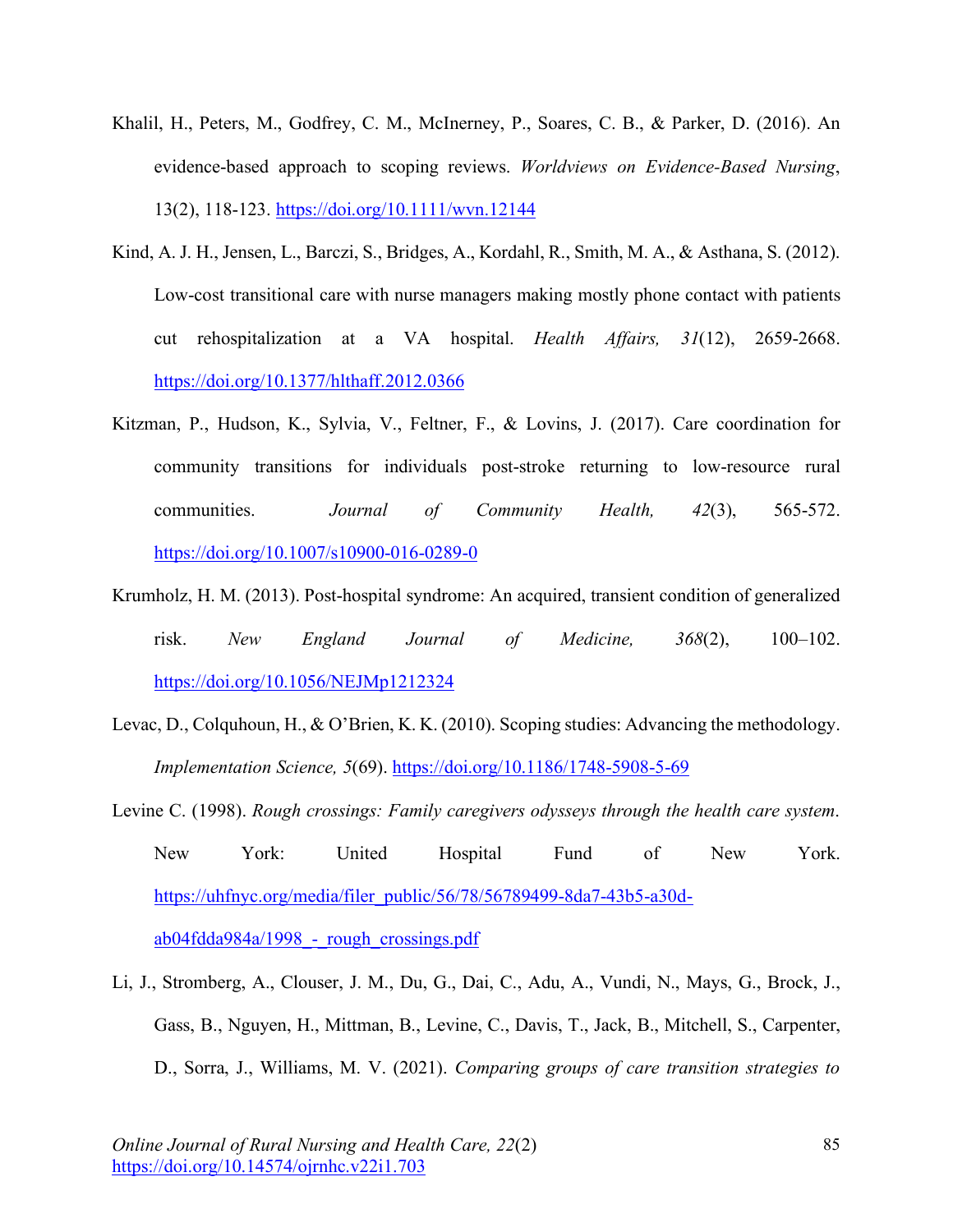Khalil, H., Peters, M., Godfrey, C. M., McInerney, P., Soares, C. B., & Parker, D. (2016). An evidence-based approach to scoping reviews. *Worldviews on Evidence-Based Nursing*, 13(2), 118-123. https://doi.org/10.1111/wvn.12144

Kind, A. J. H., Jensen, L., Barczi, S., Bridges, A., Kordahl, R., Smith, M. A., & Asthana, S. (2012). Low-cost transitional care with nurse managers making mostly phone contact with patients cut rehospitalization at a VA hospital. *Health Affairs, 31*(12), 2659-2668. https://doi.org/10.1377/hlthaff.2012.0366

Kitzman, P., Hudson, K., Sylvia, V., Feltner, F., & Lovins, J. (2017). Care coordination for community transitions for individuals post-stroke returning to low-resource rural communities. *Journal of Community Health, 42*(3), 565-572. https://doi.org/10.1007/s10900-016-0289-0

Krumholz, H. M. (2013). Post-hospital syndrome: An acquired, transient condition of generalized risk. *New England Journal of Medicine, 368*(2), 100–102. https://doi.org/10.1056/NEJMp1212324

Levac, D., Colquhoun, H., & O'Brien, K. K. (2010). Scoping studies: Advancing the methodology. *Implementation Science, 5*(69). https://doi.org/10.1186/1748-5908-5-69

Levine C. (1998). *Rough crossings: Family caregivers odysseys through the health care system*. New York: United Hospital Fund of New York. https://uhfnyc.org/media/filer_public/56/78/56789499-8da7-43b5-a30d-ab04fdda984a/1998_-_rough_crossings.pdf

Li, J., Stromberg, A., Clouser, J. M., Du, G., Dai, C., Adu, A., Vundi, N., Mays, G., Brock, J., Gass, B., Nguyen, H., Mittman, B., Levine, C., Davis, T., Jack, B., Mitchell, S., Carpenter, D., Sorra, J., Williams, M. V. (2021). *Comparing groups of care transition strategies to*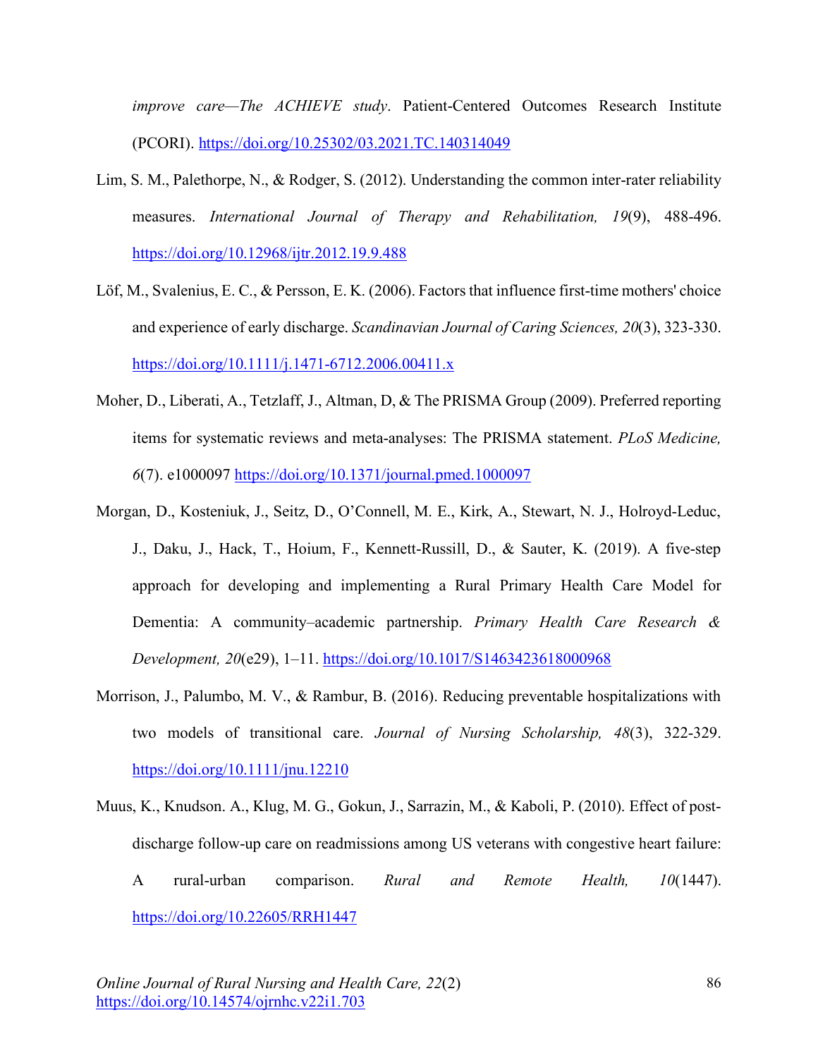*improve care—The ACHIEVE study*. Patient-Centered Outcomes Research Institute (PCORI). https://doi.org/10.25302/03.2021.TC.140314049

Lim, S. M., Palethorpe, N., & Rodger, S. (2012). Understanding the common inter-rater reliability measures. *International Journal of Therapy and Rehabilitation, 19*(9), 488-496. https://doi.org/10.12968/ijtr.2012.19.9.488

Löf, M., Svalenius, E. C., & Persson, E. K. (2006). Factors that influence first-time mothers' choice and experience of early discharge. *Scandinavian Journal of Caring Sciences, 20*(3), 323-330. https://doi.org/10.1111/j.1471-6712.2006.00411.x

Moher, D., Liberati, A., Tetzlaff, J., Altman, D, & The PRISMA Group (2009). Preferred reporting items for systematic reviews and meta-analyses: The PRISMA statement. *PLoS Medicine, 6*(7). e1000097 https://doi.org/10.1371/journal.pmed.1000097

Morgan, D., Kosteniuk, J., Seitz, D., O'Connell, M. E., Kirk, A., Stewart, N. J., Holroyd-Leduc, J., Daku, J., Hack, T., Hoium, F., Kennett-Russill, D., & Sauter, K. (2019). A five-step approach for developing and implementing a Rural Primary Health Care Model for Dementia: A community–academic partnership. *Primary Health Care Research & Development, 20*(e29), 1–11. https://doi.org/10.1017/S1463423618000968

Morrison, J., Palumbo, M. V., & Rambur, B. (2016). Reducing preventable hospitalizations with two models of transitional care. *Journal of Nursing Scholarship, 48*(3), 322-329. https://doi.org/10.1111/jnu.12210

Muus, K., Knudson. A., Klug, M. G., Gokun, J., Sarrazin, M., & Kaboli, P. (2010). Effect of post-discharge follow-up care on readmissions among US veterans with congestive heart failure: A rural-urban comparison. *Rural and Remote Health, 10*(1447). https://doi.org/10.22605/RRH1447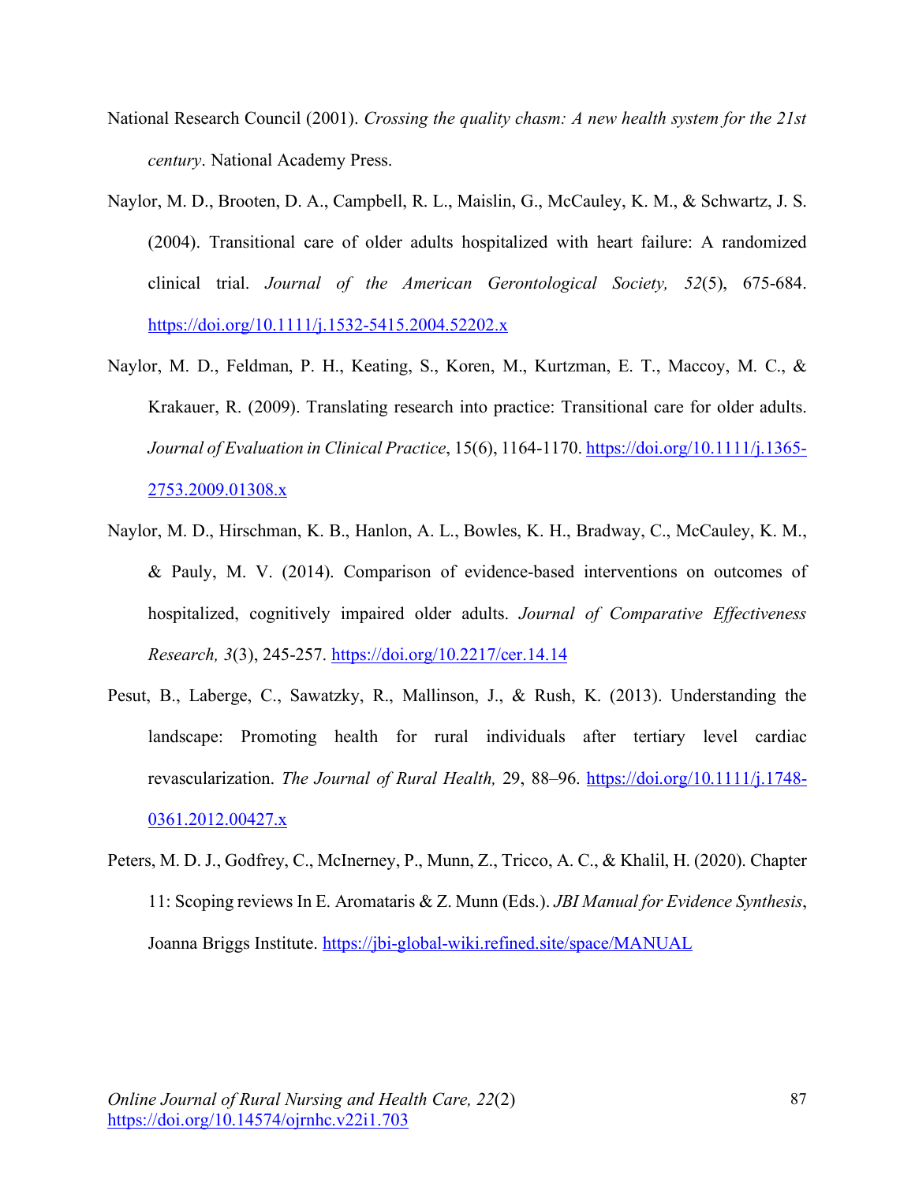National Research Council (2001). *Crossing the quality chasm: A new health system for the 21st century*. National Academy Press.

Naylor, M. D., Brooten, D. A., Campbell, R. L., Maislin, G., McCauley, K. M., & Schwartz, J. S. (2004). Transitional care of older adults hospitalized with heart failure: A randomized clinical trial. *Journal of the American Gerontological Society, 52*(5), 675-684. https://doi.org/10.1111/j.1532-5415.2004.52202.x

Naylor, M. D., Feldman, P. H., Keating, S., Koren, M., Kurtzman, E. T., Maccoy, M. C., & Krakauer, R. (2009). Translating research into practice: Transitional care for older adults. *Journal of Evaluation in Clinical Practice*, 15(6), 1164-1170. https://doi.org/10.1111/j.1365-2753.2009.01308.x

Naylor, M. D., Hirschman, K. B., Hanlon, A. L., Bowles, K. H., Bradway, C., McCauley, K. M., & Pauly, M. V. (2014). Comparison of evidence-based interventions on outcomes of hospitalized, cognitively impaired older adults. *Journal of Comparative Effectiveness Research, 3*(3), 245-257. https://doi.org/10.2217/cer.14.14

Pesut, B., Laberge, C., Sawatzky, R., Mallinson, J., & Rush, K. (2013). Understanding the landscape: Promoting health for rural individuals after tertiary level cardiac revascularization. *The Journal of Rural Health,* 29, 88–96. https://doi.org/10.1111/j.1748-0361.2012.00427.x

Peters, M. D. J., Godfrey, C., McInerney, P., Munn, Z., Tricco, A. C., & Khalil, H. (2020). Chapter 11: Scoping reviews In E. Aromataris & Z. Munn (Eds.). *JBI Manual for Evidence Synthesis*, Joanna Briggs Institute. https://jbi-global-wiki.refined.site/space/MANUAL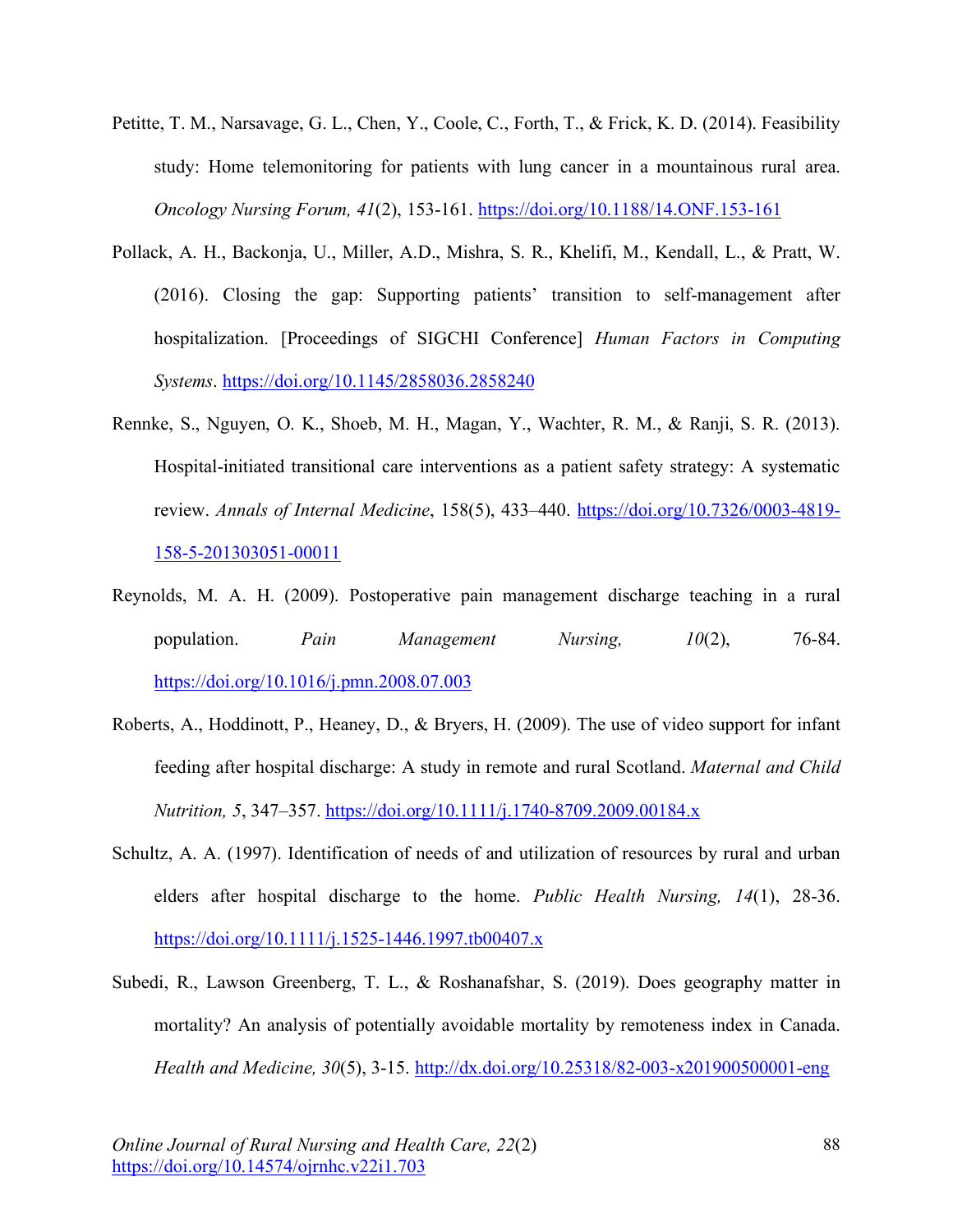Petitte, T. M., Narsavage, G. L., Chen, Y., Coole, C., Forth, T., & Frick, K. D. (2014). Feasibility study: Home telemonitoring for patients with lung cancer in a mountainous rural area. *Oncology Nursing Forum, 41*(2), 153-161. https://doi.org/10.1188/14.ONF.153-161

Pollack, A. H., Backonja, U., Miller, A.D., Mishra, S. R., Khelifi, M., Kendall, L., & Pratt, W. (2016). Closing the gap: Supporting patients' transition to self-management after hospitalization. [Proceedings of SIGCHI Conference] *Human Factors in Computing Systems*. https://doi.org/10.1145/2858036.2858240

Rennke, S., Nguyen, O. K., Shoeb, M. H., Magan, Y., Wachter, R. M., & Ranji, S. R. (2013). Hospital-initiated transitional care interventions as a patient safety strategy: A systematic review. *Annals of Internal Medicine*, 158(5), 433–440. https://doi.org/10.7326/0003-4819-158-5-201303051-00011

Reynolds, M. A. H. (2009). Postoperative pain management discharge teaching in a rural population. *Pain Management Nursing, 10*(2), 76-84. https://doi.org/10.1016/j.pmn.2008.07.003

Roberts, A., Hoddinott, P., Heaney, D., & Bryers, H. (2009). The use of video support for infant feeding after hospital discharge: A study in remote and rural Scotland. *Maternal and Child Nutrition, 5*, 347–357. https://doi.org/10.1111/j.1740-8709.2009.00184.x

Schultz, A. A. (1997). Identification of needs of and utilization of resources by rural and urban elders after hospital discharge to the home. *Public Health Nursing, 14*(1), 28-36. https://doi.org/10.1111/j.1525-1446.1997.tb00407.x

Subedi, R., Lawson Greenberg, T. L., & Roshanafshar, S. (2019). Does geography matter in mortality? An analysis of potentially avoidable mortality by remoteness index in Canada. *Health and Medicine, 30*(5), 3-15. http://dx.doi.org/10.25318/82-003-x201900500001-eng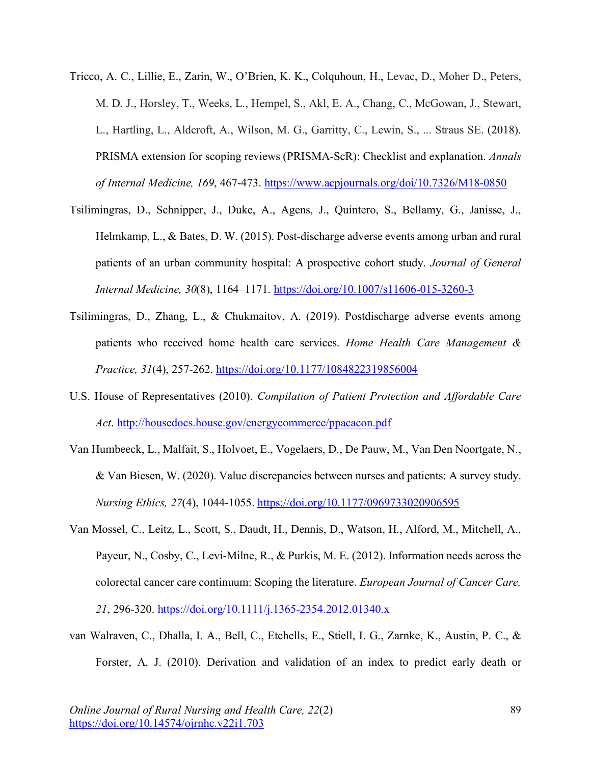Tricco, A. C., Lillie, E., Zarin, W., O'Brien, K. K., Colquhoun, H., Levac, D., Moher D., Peters, M. D. J., Horsley, T., Weeks, L., Hempel, S., Akl, E. A., Chang, C., McGowan, J., Stewart, L., Hartling, L., Aldcroft, A., Wilson, M. G., Garritty, C., Lewin, S., ... Straus SE. (2018). PRISMA extension for scoping reviews (PRISMA-ScR): Checklist and explanation. *Annals of Internal Medicine, 169*, 467-473. https://www.acpjournals.org/doi/10.7326/M18-0850

Tsilimingras, D., Schnipper, J., Duke, A., Agens, J., Quintero, S., Bellamy, G., Janisse, J., Helmkamp, L., & Bates, D. W. (2015). Post-discharge adverse events among urban and rural patients of an urban community hospital: A prospective cohort study. *Journal of General Internal Medicine, 30*(8), 1164–1171. https://doi.org/10.1007/s11606-015-3260-3

Tsilimingras, D., Zhang, L., & Chukmaitov, A. (2019). Postdischarge adverse events among patients who received home health care services. *Home Health Care Management & Practice, 31*(4), 257-262. https://doi.org/10.1177/1084822319856004

U.S. House of Representatives (2010). *Compilation of Patient Protection and Affordable Care Act*. http://housedocs.house.gov/energycommerce/ppacacon.pdf

Van Humbeeck, L., Malfait, S., Holvoet, E., Vogelaers, D., De Pauw, M., Van Den Noortgate, N., & Van Biesen, W. (2020). Value discrepancies between nurses and patients: A survey study. *Nursing Ethics, 27*(4), 1044-1055. https://doi.org/10.1177/0969733020906595

Van Mossel, C., Leitz, L., Scott, S., Daudt, H., Dennis, D., Watson, H., Alford, M., Mitchell, A., Payeur, N., Cosby, C., Levi-Milne, R., & Purkis, M. E. (2012). Information needs across the colorectal cancer care continuum: Scoping the literature. *European Journal of Cancer Care, 21*, 296-320. https://doi.org/10.1111/j.1365-2354.2012.01340.x

van Walraven, C., Dhalla, I. A., Bell, C., Etchells, E., Stiell, I. G., Zarnke, K., Austin, P. C., & Forster, A. J. (2010). Derivation and validation of an index to predict early death or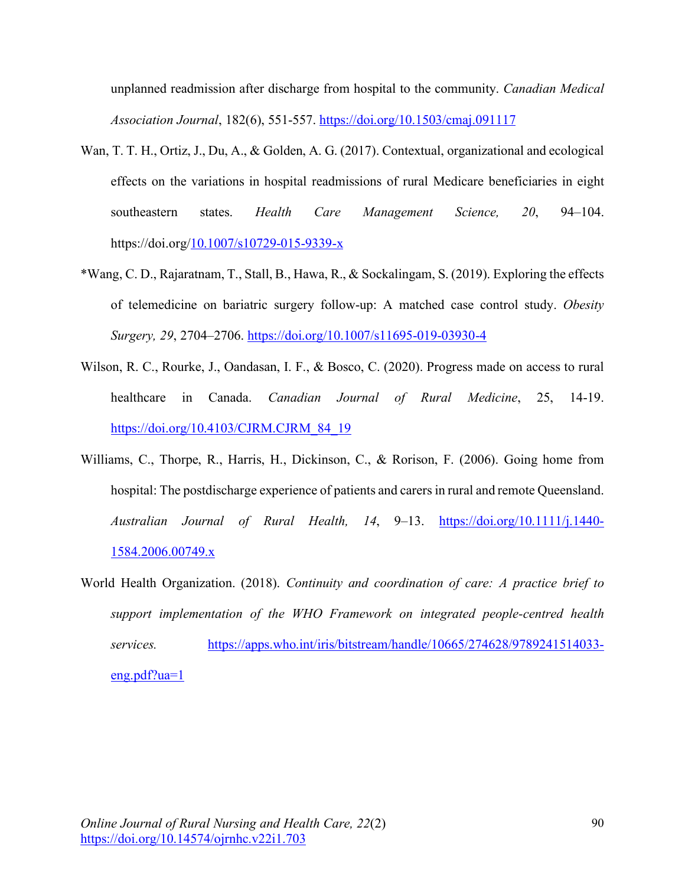unplanned readmission after discharge from hospital to the community. *Canadian Medical Association Journal*, 182(6), 551-557. https://doi.org/10.1503/cmaj.091117

Wan, T. T. H., Ortiz, J., Du, A., & Golden, A. G. (2017). Contextual, organizational and ecological effects on the variations in hospital readmissions of rural Medicare beneficiaries in eight southeastern states. *Health Care Management Science, 20*, 94–104. https://doi.org/10.1007/s10729-015-9339-x

*Wang, C. D., Rajaratnam, T., Stall, B., Hawa, R., & Sockalingam, S. (2019). Exploring the effects of telemedicine on bariatric surgery follow-up: A matched case control study. *Obesity Surgery, 29*, 2704–2706. https://doi.org/10.1007/s11695-019-03930-4

Wilson, R. C., Rourke, J., Oandasan, I. F., & Bosco, C. (2020). Progress made on access to rural healthcare in Canada. *Canadian Journal of Rural Medicine*, 25, 14-19. https://doi.org/10.4103/CJRM.CJRM_84_19

Williams, C., Thorpe, R., Harris, H., Dickinson, C., & Rorison, F. (2006). Going home from hospital: The postdischarge experience of patients and carers in rural and remote Queensland. *Australian Journal of Rural Health, 14*, 9–13. https://doi.org/10.1111/j.1440-1584.2006.00749.x

World Health Organization. (2018). *Continuity and coordination of care: A practice brief to support implementation of the WHO Framework on integrated people-centred health services.* https://apps.who.int/iris/bitstream/handle/10665/274628/9789241514033-eng.pdf?ua=1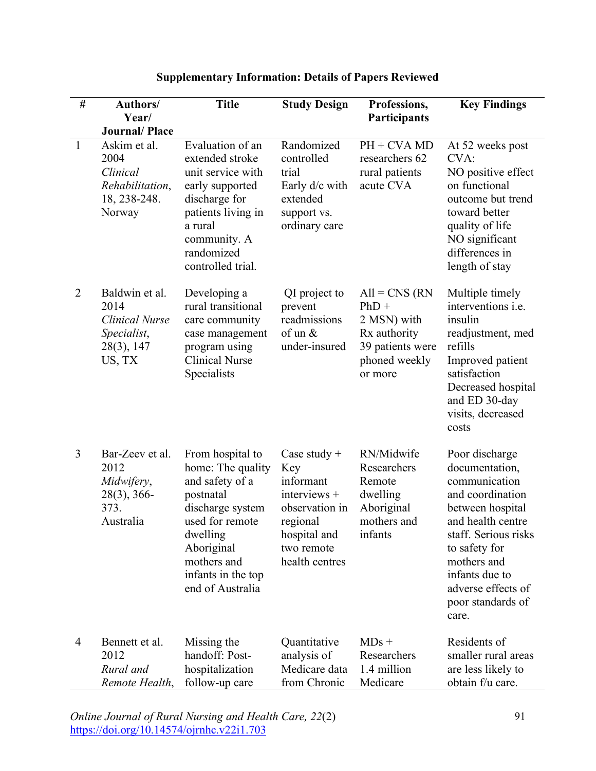**Supplementary Information: Details of Papers Reviewed**

| # | Authors/ Year/ Journal/ Place | Title | Study Design | Professions, Participants | Key Findings |
|---|---|---|---|---|---|
| 1 | Askim et al. 2004 *Clinical Rehabilitation*, 18, 238-248. Norway | Evaluation of an extended stroke unit service with early supported discharge for patients living in a rural community. A randomized controlled trial. | Randomized controlled trial Early d/c with extended support vs. ordinary care | PH + CVA MD researchers 62 rural patients acute CVA | At 52 weeks post CVA: NO positive effect on functional outcome but trend toward better quality of life NO significant differences in length of stay |
| 2 | Baldwin et al. 2014 *Clinical Nurse Specialist*, 28(3), 147 US, TX | Developing a rural transitional care community case management program using Clinical Nurse Specialists | QI project to prevent readmissions of un & under-insured | All = CNS (RN PhD + 2 MSN) with Rx authority 39 patients were phoned weekly or more | Multiple timely interventions i.e. insulin readjustment, med refills Improved patient satisfaction Decreased hospital and ED 30-day visits, decreased costs |
| 3 | Bar-Zeev et al. 2012 *Midwifery*, 28(3), 366-373. Australia | From hospital to home: The quality and safety of a postnatal discharge system used for remote dwelling Aboriginal mothers and infants in the top end of Australia | Case study + Key informant interviews + observation in regional hospital and two remote health centres | RN/Midwife Researchers Remote dwelling Aboriginal mothers and infants | Poor discharge documentation, communication and coordination between hospital and health centre staff. Serious risks to safety for mothers and infants due to adverse effects of poor standards of care. |
| 4 | Bennett et al. 2012 *Rural and Remote Health*, | Missing the handoff: Post-hospitalization follow-up care | Quantitative analysis of Medicare data from Chronic | MDs + Researchers 1.4 million Medicare | Residents of smaller rural areas are less likely to obtain f/u care. |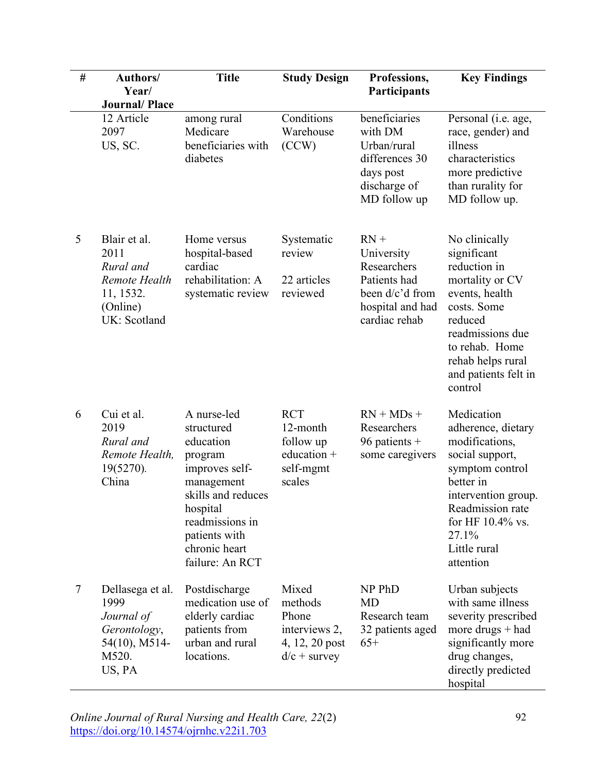| # | Authors/ Year/ Journal/ Place | Title | Study Design | Professions, Participants | Key Findings |
|---|---|---|---|---|---|
| | 12 Article 2097 US, SC. | among rural Medicare beneficiaries with diabetes | Conditions Warehouse (CCW) | beneficiaries with DM Urban/rural differences 30 days post discharge of MD follow up | Personal (i.e. age, race, gender) and illness characteristics more predictive than rurality for MD follow up. |
| 5 | Blair et al. 2011 *Rural and Remote Health* 11, 1532. (Online) UK: Scotland | Home versus hospital-based cardiac rehabilitation: A systematic review | Systematic review<br><br>22 articles reviewed | RN + University Researchers Patients had been d/c'd from hospital and had cardiac rehab | No clinically significant reduction in mortality or CV events, health costs. Some reduced readmissions due to rehab. Home rehab helps rural and patients felt in control |
| 6 | Cui et al. 2019 *Rural and Remote Health,* 19(5270). China | A nurse-led structured education program improves self-management skills and reduces hospital readmissions in patients with chronic heart failure: An RCT | RCT 12-month follow up education + self-mgmt scales | RN + MDs + Researchers 96 patients + some caregivers | Medication adherence, dietary modifications, social support, symptom control better in intervention group. Readmission rate for HF 10.4% vs. 27.1%<br>Little rural attention |
| 7 | Dellasega et al. 1999 *Journal of Gerontology*, 54(10), M514-M520. US, PA | Postdischarge medication use of elderly cardiac patients from urban and rural locations. | Mixed methods Phone interviews 2, 4, 12, 20 post d/c + survey | NP PhD MD Research team 32 patients aged 65+ | Urban subjects with same illness severity prescribed more drugs + had significantly more drug changes, directly predicted hospital |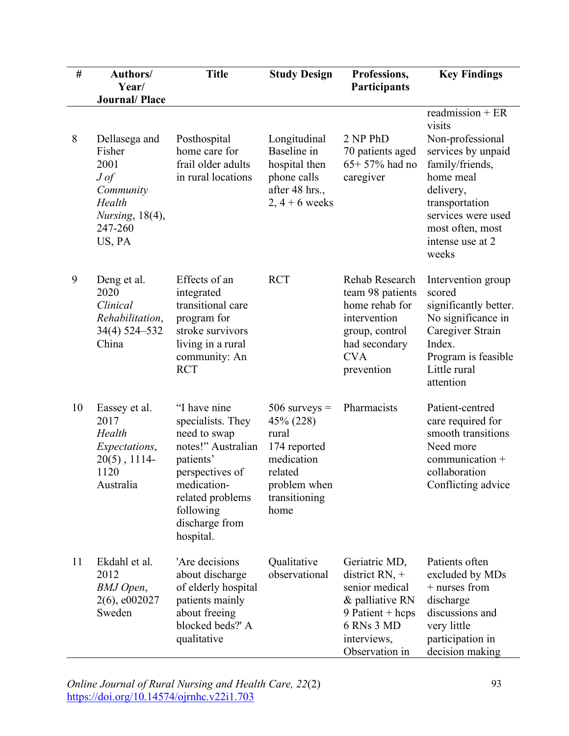| # | Authors/ Year/ Journal/ Place | Title | Study Design | Professions, Participants | Key Findings |
|---|---|---|---|---|---|
| | | | | | readmission + ER visits |
| 8 | Dellasega and Fisher 2001 *J of Community Health Nursing*, 18(4), 247-260 US, PA | Posthospital home care for frail older adults in rural locations | Longitudinal Baseline in hospital then phone calls after 48 hrs., 2, 4 + 6 weeks | 2 NP PhD 70 patients aged 65+ 57% had no caregiver | Non-professional services by unpaid family/friends, home meal delivery, transportation services were used most often, most intense use at 2 weeks |
| 9 | Deng et al. 2020 *Clinical Rehabilitation*, 34(4) 524–532 China | Effects of an integrated transitional care program for stroke survivors living in a rural community: An RCT | RCT | Rehab Research team 98 patients home rehab for intervention group, control had secondary CVA prevention | Intervention group scored significantly better. No significance in Caregiver Strain Index. Program is feasible Little rural attention |
| 10 | Eassey et al. 2017 *Health Expectations*, 20(5) , 1114-1120 Australia | "I have nine specialists. They need to swap notes!" Australian patients' perspectives of medication-related problems following discharge from hospital. | 506 surveys = 45% (228) rural 174 reported medication related problem when transitioning home | Pharmacists | Patient-centred care required for smooth transitions Need more communication + collaboration Conflicting advice |
| 11 | Ekdahl et al. 2012 *BMJ Open*, 2(6), e002027 Sweden | 'Are decisions about discharge of elderly hospital patients mainly about freeing blocked beds?' A qualitative | Qualitative observational | Geriatric MD, district RN, + senior medical & palliative RN 9 Patient + hcps 6 RNs 3 MD interviews, Observation in | Patients often excluded by MDs + nurses from discharge discussions and very little participation in decision making |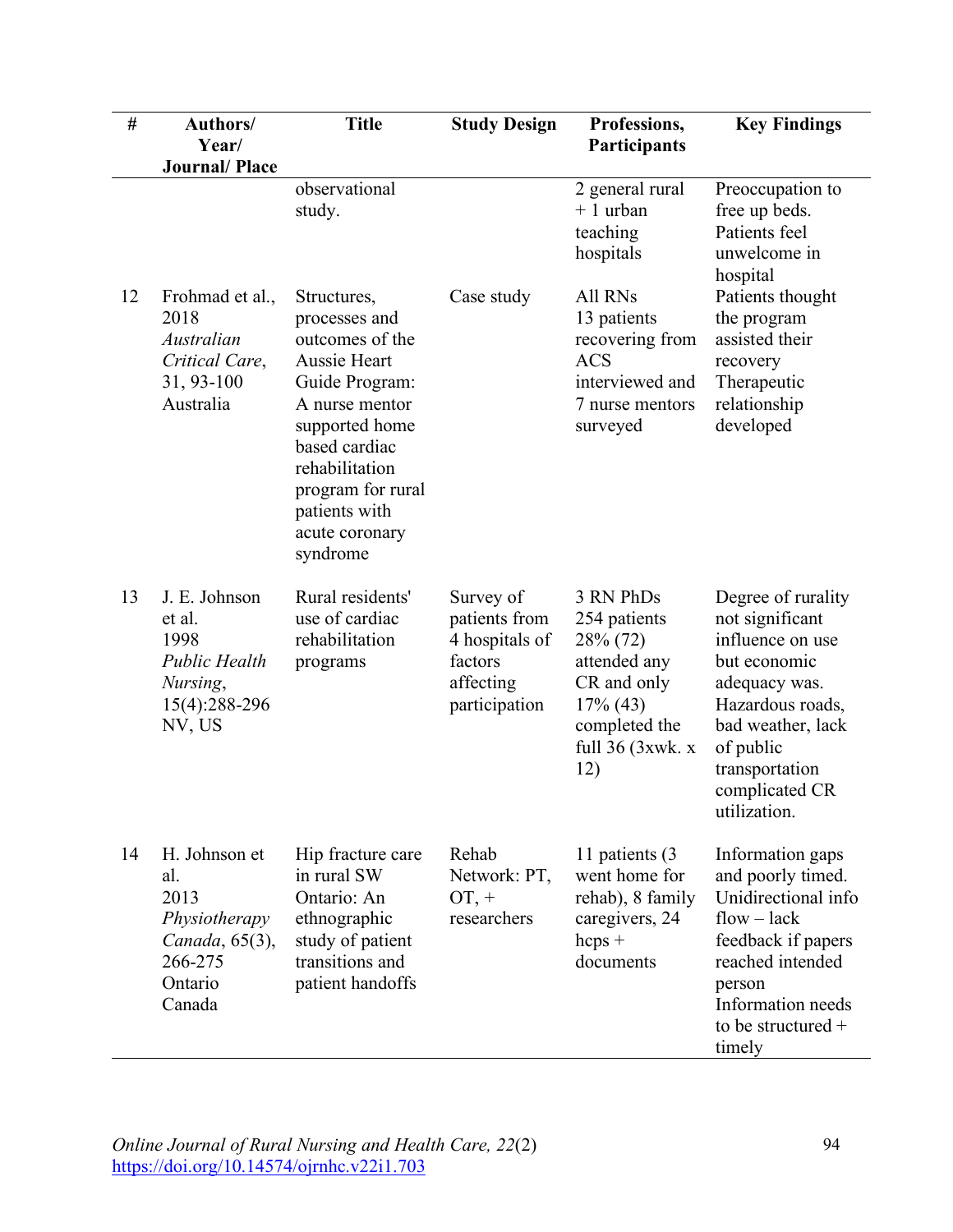| # | Authors/ Year/ Journal/ Place | Title | Study Design | Professions, Participants | Key Findings |
|---|---|---|---|---|---|
| | | observational study. | | 2 general rural + 1 urban teaching hospitals | Preoccupation to free up beds. Patients feel unwelcome in hospital |
| 12 | Frohmad et al., 2018 *Australian Critical Care*, 31, 93-100 Australia | Structures, processes and outcomes of the Aussie Heart Guide Program: A nurse mentor supported home based cardiac rehabilitation program for rural patients with acute coronary syndrome | Case study | All RNs 13 patients recovering from ACS interviewed and 7 nurse mentors surveyed | Patients thought the program assisted their recovery Therapeutic relationship developed |
| 13 | J. E. Johnson et al. 1998 *Public Health Nursing*, 15(4):288-296 NV, US | Rural residents' use of cardiac rehabilitation programs | Survey of patients from 4 hospitals of factors affecting participation | 3 RN PhDs 254 patients 28% (72) attended any CR and only 17% (43) completed the full 36 (3xwk. x 12) | Degree of rurality not significant influence on use but economic adequacy was. Hazardous roads, bad weather, lack of public transportation complicated CR utilization. |
| 14 | H. Johnson et al. 2013 *Physiotherapy Canada*, 65(3), 266-275 Ontario Canada | Hip fracture care in rural SW Ontario: An ethnographic study of patient transitions and patient handoffs | Rehab Network: PT, OT, + researchers | 11 patients (3 went home for rehab), 8 family caregivers, 24 hcps + documents | Information gaps and poorly timed. Unidirectional info flow – lack feedback if papers reached intended person Information needs to be structured + timely |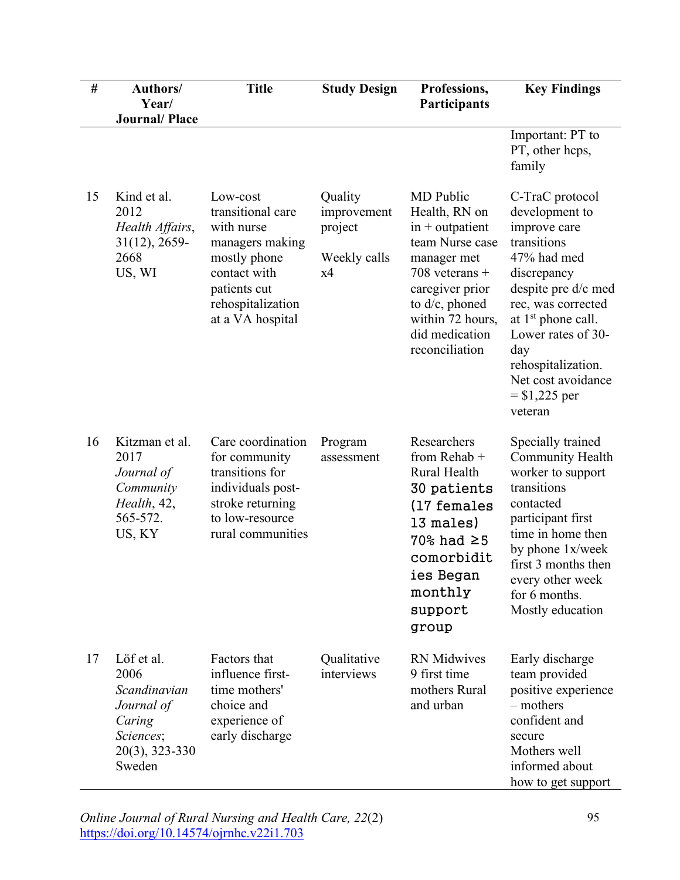| # | Authors/ Year/ Journal/ Place | Title | Study Design | Professions, Participants | Key Findings |
|---|---|---|---|---|---|
| | | | | | Important: PT to PT, other hcps, family |
| 15 | Kind et al. 2012 *Health Affairs*, 31(12), 2659-2668 US, WI | Low-cost transitional care with nurse managers making mostly phone contact with patients cut rehospitalization at a VA hospital | Quality improvement project<br><br>Weekly calls x4 | MD Public Health, RN on in + outpatient team Nurse case manager met 708 veterans + caregiver prior to d/c, phoned within 72 hours, did medication reconciliation | C-TraC protocol development to improve care transitions 47% had med discrepancy despite pre d/c med rec, was corrected at 1st phone call. Lower rates of 30-day rehospitalization. Net cost avoidance = $1,225 per veteran |
| 16 | Kitzman et al. 2017 *Journal of Community Health*, 42, 565-572. US, KY | Care coordination for community transitions for individuals post-stroke returning to low-resource rural communities | Program assessment | Researchers from Rehab + Rural Health 30 patients (17 females 13 males) 70% had ≥5 comorbidities Began monthly support group | Specially trained Community Health worker to support transitions contacted participant first time in home then by phone 1x/week first 3 months then every other week for 6 months. Mostly education |
| 17 | Löf et al. 2006 *Scandinavian Journal of Caring Sciences*; 20(3), 323-330 Sweden | Factors that influence first-time mothers' choice and experience of early discharge | Qualitative interviews | RN Midwives 9 first time mothers Rural and urban | Early discharge team provided positive experience – mothers confident and secure Mothers well informed about how to get support |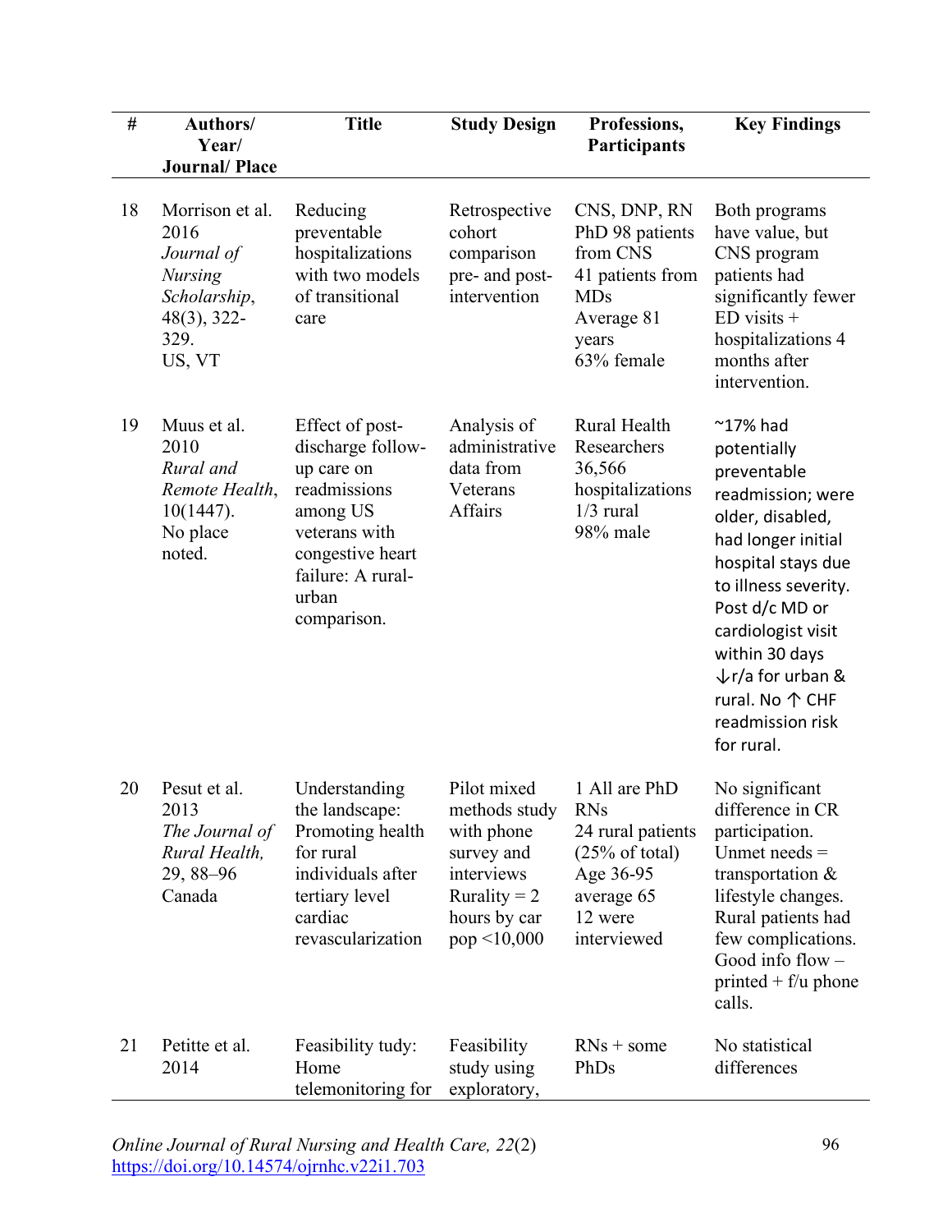| # | Authors/ Year/ Journal/ Place | Title | Study Design | Professions, Participants | Key Findings |
|---|---|---|---|---|---|
| 18 | Morrison et al. 2016 *Journal of Nursing Scholarship*, 48(3), 322-329. US, VT | Reducing preventable hospitalizations with two models of transitional care | Retrospective cohort comparison pre- and post-intervention | CNS, DNP, RN PhD 98 patients from CNS 41 patients from MDs Average 81 years 63% female | Both programs have value, but CNS program patients had significantly fewer ED visits + hospitalizations 4 months after intervention. |
| 19 | Muus et al. 2010 *Rural and Remote Health*, 10(1447). No place noted. | Effect of post-discharge follow-up care on readmissions among US veterans with congestive heart failure: A rural-urban comparison. | Analysis of administrative data from Veterans Affairs | Rural Health Researchers 36,566 hospitalizations 1/3 rural 98% male | ~17% had potentially preventable readmission; were older, disabled, had longer initial hospital stays due to illness severity. Post d/c MD or cardiologist visit within 30 days ↓r/a for urban & rural. No ↑ CHF readmission risk for rural. |
| 20 | Pesut et al. 2013 *The Journal of Rural Health*, 29, 88–96 Canada | Understanding the landscape: Promoting health for rural individuals after tertiary level cardiac revascularization | Pilot mixed methods study with phone survey and interviews Rurality = 2 hours by car pop <10,000 | 1 All are PhD RNs 24 rural patients (25% of total) Age 36-95 average 65 12 were interviewed | No significant difference in CR participation. Unmet needs = transportation & lifestyle changes. Rural patients had few complications. Good info flow – printed + f/u phone calls. |
| 21 | Petitte et al. 2014 | Feasibility tudy: Home telemonitoring for | Feasibility study using exploratory, | RNs + some PhDs | No statistical differences |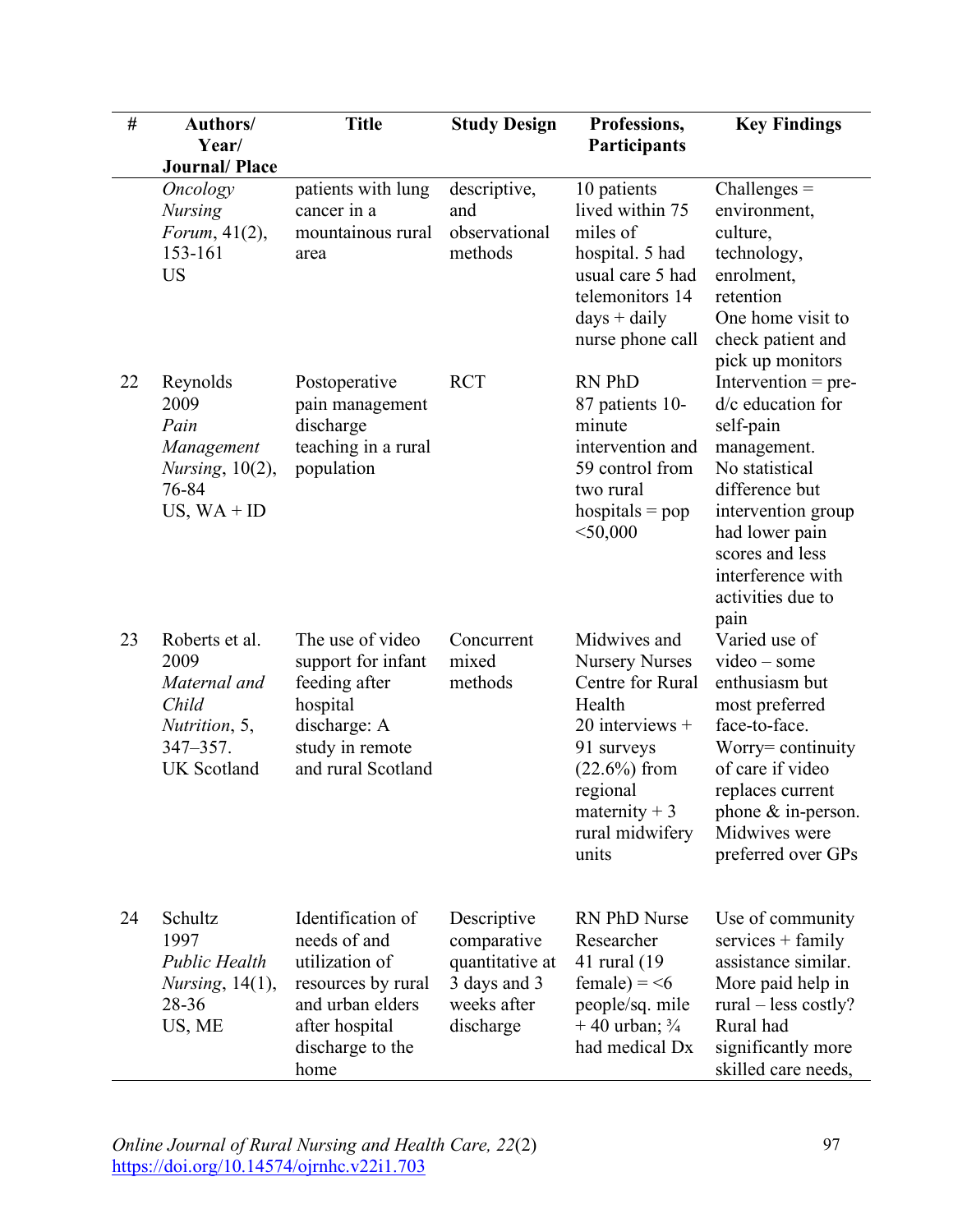| # | Authors/ Year/ Journal/ Place | Title | Study Design | Professions, Participants | Key Findings |
|---|---|---|---|---|---|
| | *Oncology Nursing Forum*, 41(2), 153-161 US | patients with lung cancer in a mountainous rural area | descriptive, and observational methods | 10 patients lived within 75 miles of hospital. 5 had usual care 5 had telemonitors 14 days + daily nurse phone call | Challenges = environment, culture, technology, enrolment, retention One home visit to check patient and pick up monitors |
| 22 | Reynolds 2009 *Pain Management Nursing*, 10(2), 76-84 US, WA + ID | Postoperative pain management discharge teaching in a rural population | RCT | RN PhD 87 patients 10-minute intervention and 59 control from two rural hospitals = pop <50,000 | Intervention = pre-d/c education for self-pain management. No statistical difference but intervention group had lower pain scores and less interference with activities due to pain |
| 23 | Roberts et al. 2009 *Maternal and Child Nutrition*, 5, 347–357. UK Scotland | The use of video support for infant feeding after hospital discharge: A study in remote and rural Scotland | Concurrent mixed methods | Midwives and Nursery Nurses Centre for Rural Health 20 interviews + 91 surveys (22.6%) from regional maternity + 3 rural midwifery units | Varied use of video – some enthusiasm but most preferred face-to-face. Worry= continuity of care if video replaces current phone & in-person. Midwives were preferred over GPs |
| 24 | Schultz 1997 *Public Health Nursing*, 14(1), 28-36 US, ME | Identification of needs of and utilization of resources by rural and urban elders after hospital discharge to the home | Descriptive comparative quantitative at 3 days and 3 weeks after discharge | RN PhD Nurse Researcher 41 rural (19 female) = <6 people/sq. mile + 40 urban; ¾ had medical Dx | Use of community services + family assistance similar. More paid help in rural – less costly? Rural had significantly more skilled care needs, |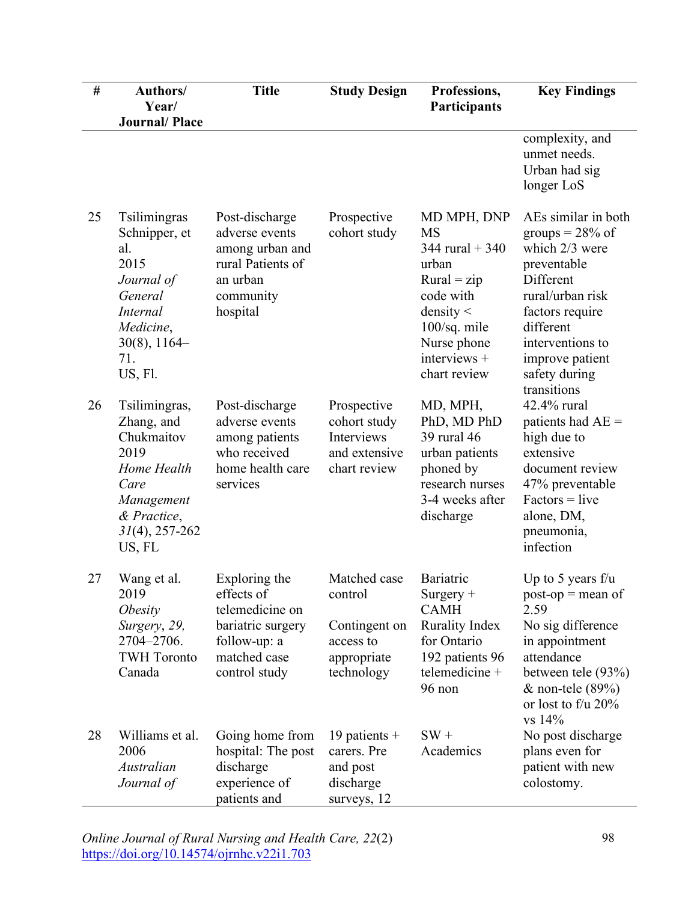| # | Authors/ Year/ Journal/ Place | Title | Study Design | Professions, Participants | Key Findings |
|---|---|---|---|---|---|
| | | | | | complexity, and unmet needs. Urban had sig longer LoS |
| 25 | Tsilimingras Schnipper, et al. 2015 *Journal of General Internal Medicine*, 30(8), 1164–71. US, Fl. | Post-discharge adverse events among urban and rural Patients of an urban community hospital | Prospective cohort study | MD MPH, DNP MS 344 rural + 340 urban Rural = zip code with density < 100/sq. mile Nurse phone interviews + chart review | AEs similar in both groups = 28% of which 2/3 were preventable Different rural/urban risk factors require different interventions to improve patient safety during transitions |
| 26 | Tsilimingras, Zhang, and Chukmaitov 2019 *Home Health Care Management & Practice*, *31*(4), 257-262 US, FL | Post-discharge adverse events among patients who received home health care services | Prospective cohort study Interviews and extensive chart review | MD, MPH, PhD, MD PhD 39 rural 46 urban patients phoned by research nurses 3-4 weeks after discharge | 42.4% rural patients had AE = high due to extensive document review 47% preventable Factors = live alone, DM, pneumonia, infection |
| 27 | Wang et al. 2019 *Obesity Surgery*, *29,* 2704–2706. TWH Toronto Canada | Exploring the effects of telemedicine on bariatric surgery follow-up: a matched case control study | Matched case control Contingent on access to appropriate technology | Bariatric Surgery + CAMH Rurality Index for Ontario 192 patients 96 telemedicine + 96 non | Up to 5 years f/u post-op = mean of 2.59 No sig difference in appointment attendance between tele (93%) & non-tele (89%) or lost to f/u 20% vs 14% |
| 28 | Williams et al. 2006 *Australian Journal of* | Going home from hospital: The post discharge experience of patients and | 19 patients + carers. Pre and post discharge surveys, 12 | SW + Academics | No post discharge plans even for patient with new colostomy. |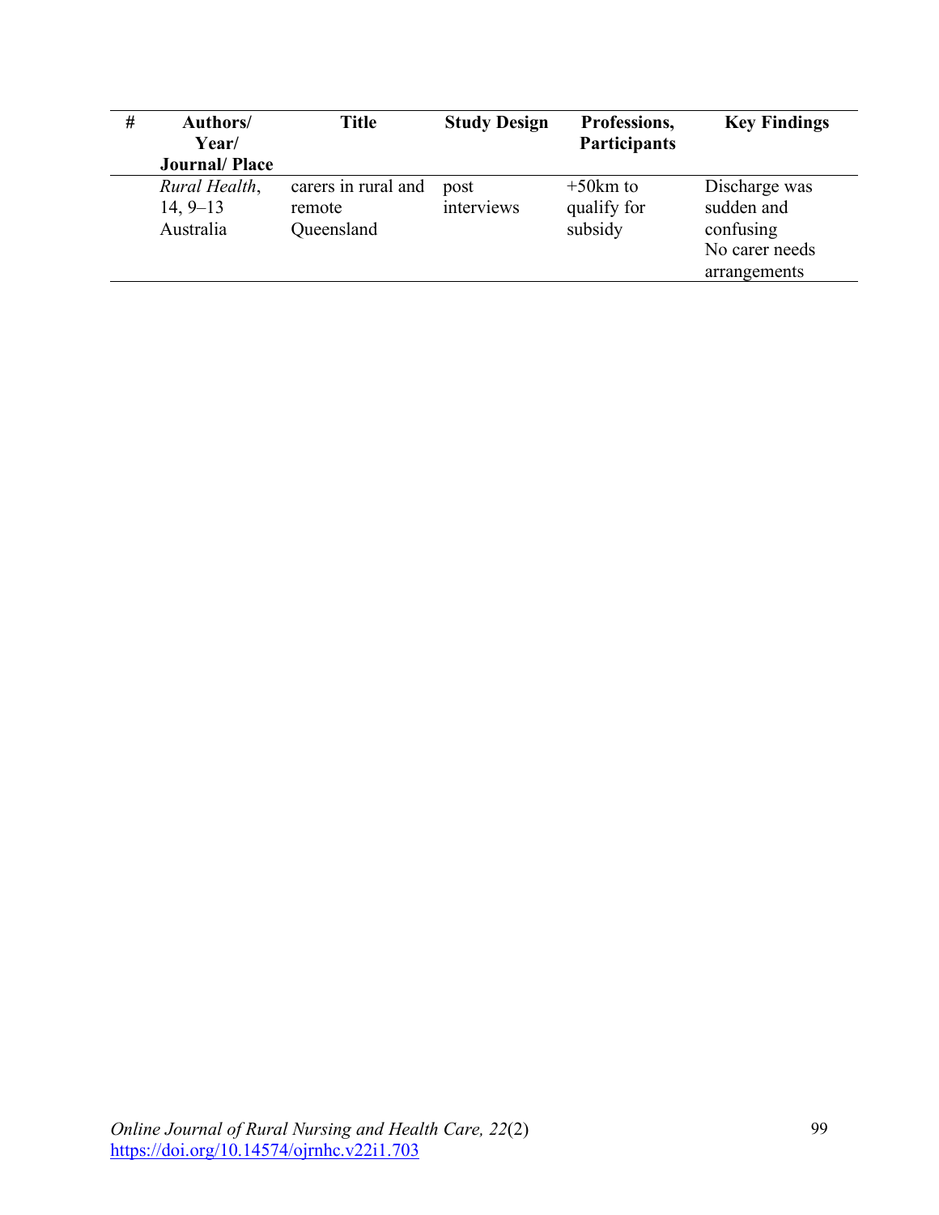| # | Authors/ Year/ Journal/ Place | Title | Study Design | Professions, Participants | Key Findings |
|---|---|---|---|---|---|
| | *Rural Health*, 14, 9–13 Australia | carers in rural and remote Queensland | post interviews | +50km to qualify for subsidy | Discharge was sudden and confusing<br>No carer needs arrangements |